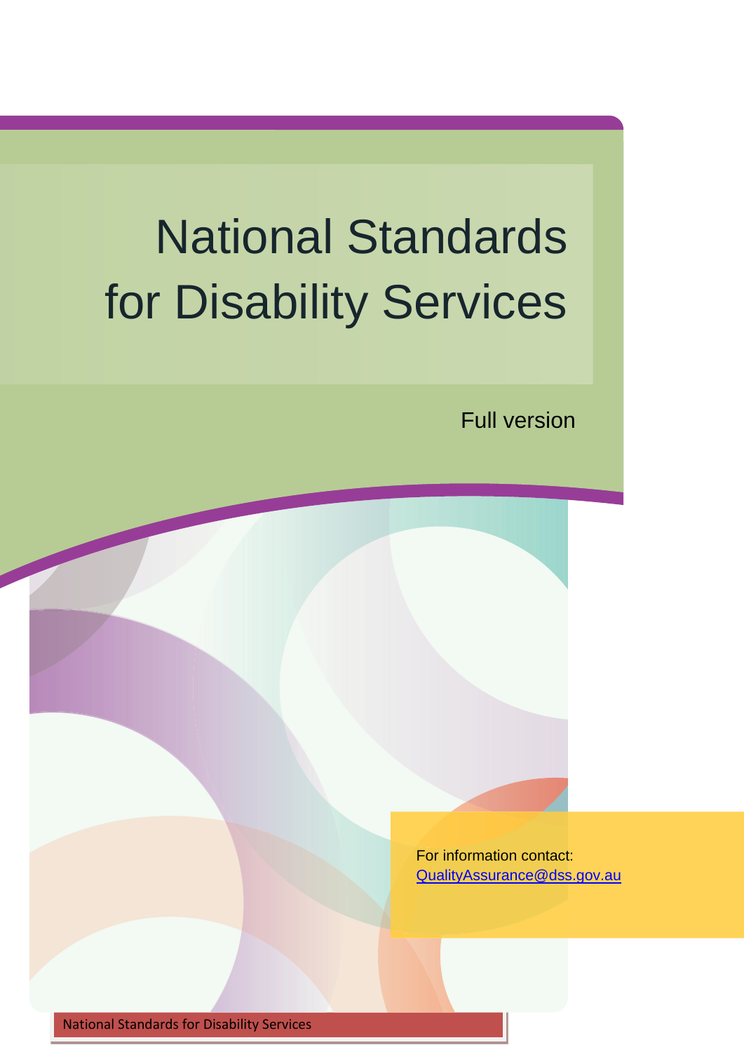# National Standards for Disability Services

Full version

For information contact:
[QualityAssurance@dss.gov.au](mailto:QualityAssurance@dss.gov.au)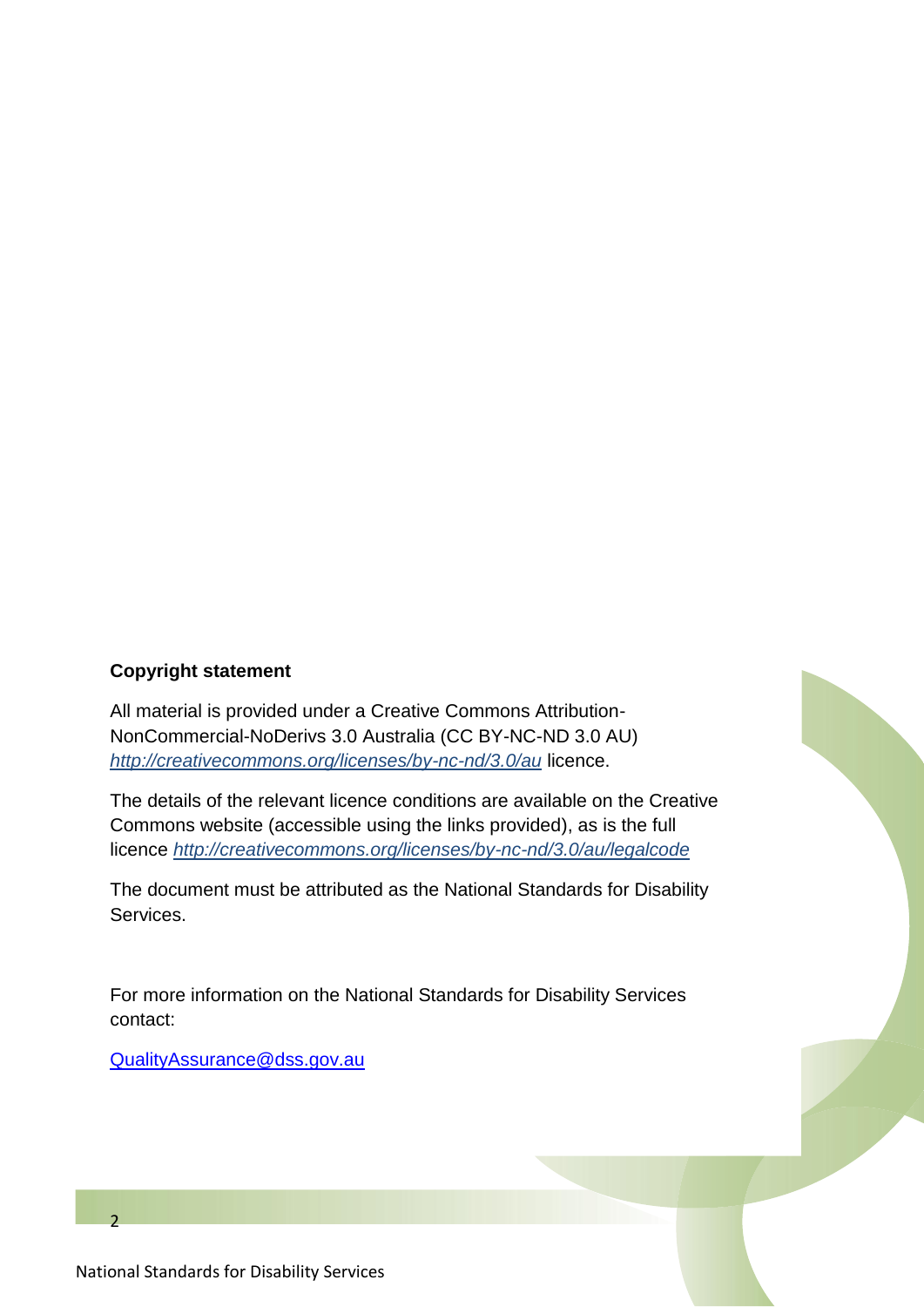**Copyright statement**

All material is provided under a Creative Commons Attribution-NonCommercial-NoDerivs 3.0 Australia (CC BY-NC-ND 3.0 AU) *http://creativecommons.org/licenses/by-nc-nd/3.0/au* licence.

The details of the relevant licence conditions are available on the Creative Commons website (accessible using the links provided), as is the full licence *http://creativecommons.org/licenses/by-nc-nd/3.0/au/legalcode*

The document must be attributed as the National Standards for Disability Services.

For more information on the National Standards for Disability Services contact:

QualityAssurance@dss.gov.au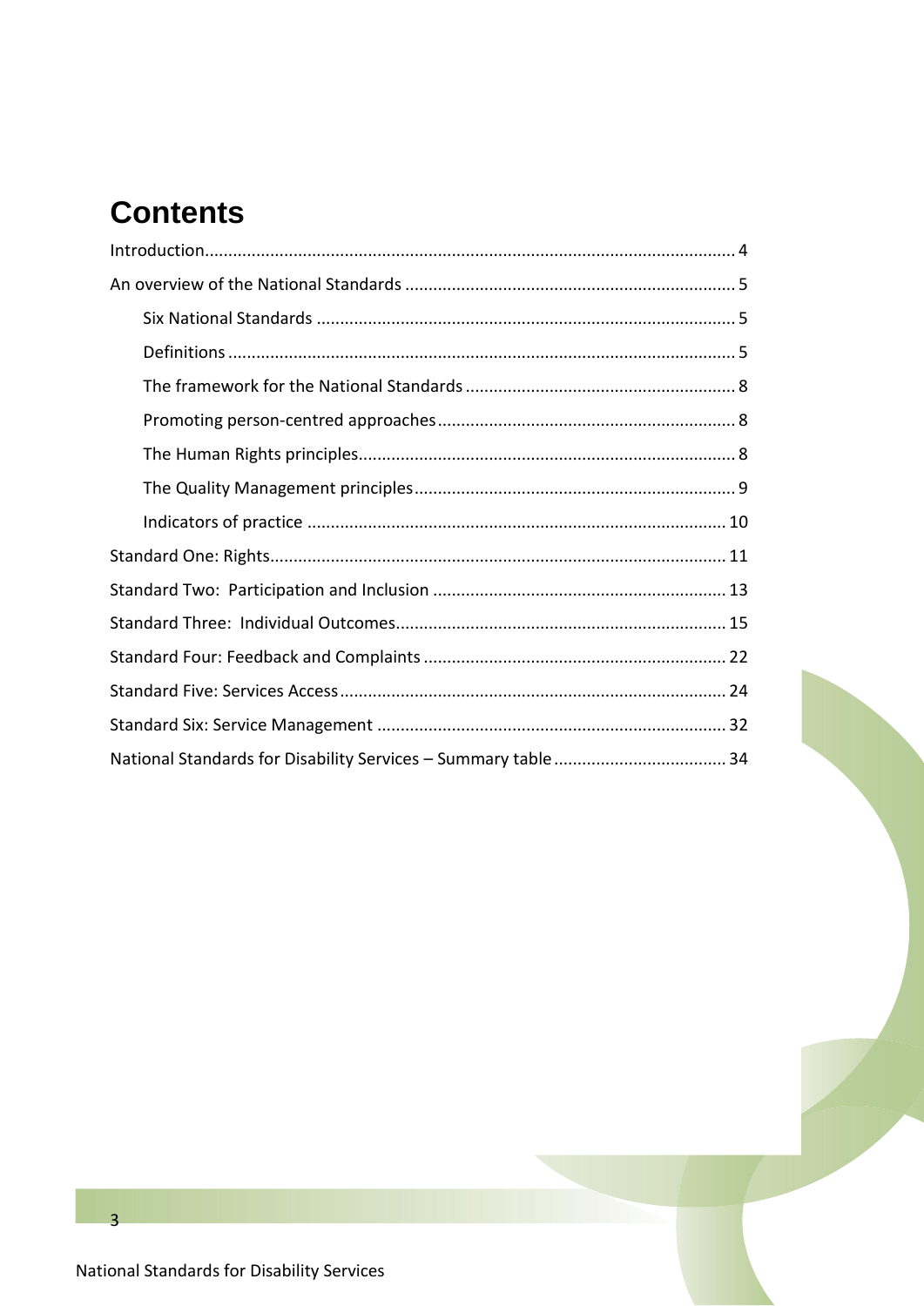# Contents

Introduction................................................................................................................ 4

An overview of the National Standards ...................................................................... 5

- Six National Standards ......................................................................................... 5
- Definitions ........................................................................................................... 5
- The framework for the National Standards .......................................................... 8
- Promoting person-centred approaches ................................................................ 8
- The Human Rights principles................................................................................ 8
- The Quality Management principles.................................................................... 9
- Indicators of practice ......................................................................................... 10

Standard One: Rights................................................................................................. 11

Standard Two: Participation and Inclusion ............................................................... 13

Standard Three: Individual Outcomes....................................................................... 15

Standard Four: Feedback and Complaints ................................................................ 22

Standard Five: Services Access.................................................................................. 24

Standard Six: Service Management .......................................................................... 32

National Standards for Disability Services – Summary table..................................... 34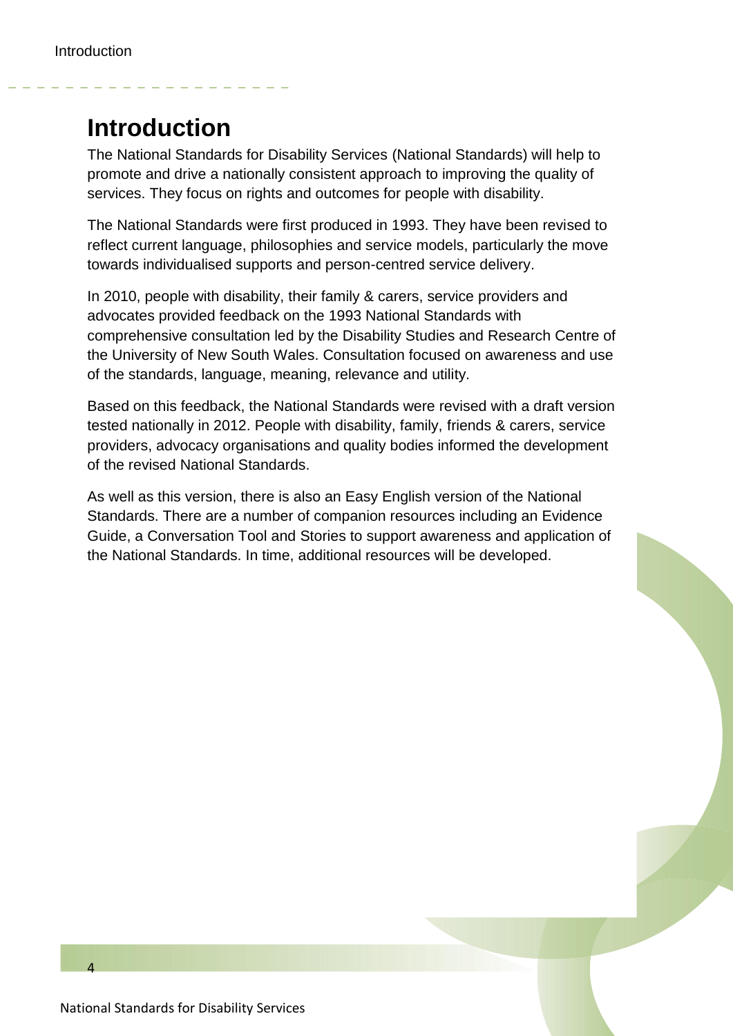# Introduction

The National Standards for Disability Services (National Standards) will help to promote and drive a nationally consistent approach to improving the quality of services. They focus on rights and outcomes for people with disability.

The National Standards were first produced in 1993. They have been revised to reflect current language, philosophies and service models, particularly the move towards individualised supports and person-centred service delivery.

In 2010, people with disability, their family & carers, service providers and advocates provided feedback on the 1993 National Standards with comprehensive consultation led by the Disability Studies and Research Centre of the University of New South Wales. Consultation focused on awareness and use of the standards, language, meaning, relevance and utility.

Based on this feedback, the National Standards were revised with a draft version tested nationally in 2012. People with disability, family, friends & carers, service providers, advocacy organisations and quality bodies informed the development of the revised National Standards.

As well as this version, there is also an Easy English version of the National Standards. There are a number of companion resources including an Evidence Guide, a Conversation Tool and Stories to support awareness and application of the National Standards. In time, additional resources will be developed.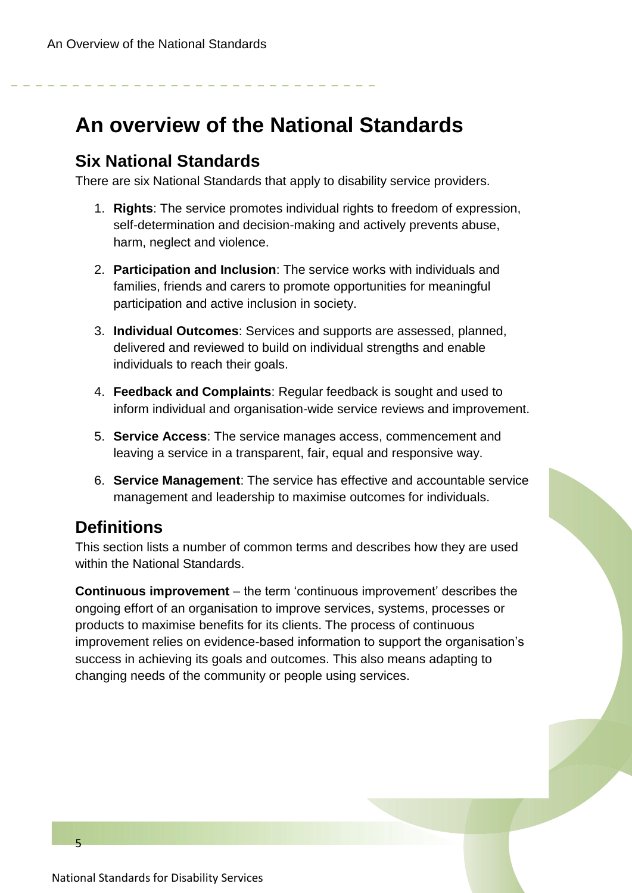# An overview of the National Standards

## Six National Standards

There are six National Standards that apply to disability service providers.

1. **Rights**: The service promotes individual rights to freedom of expression, self-determination and decision-making and actively prevents abuse, harm, neglect and violence.
2. **Participation and Inclusion**: The service works with individuals and families, friends and carers to promote opportunities for meaningful participation and active inclusion in society.
3. **Individual Outcomes**: Services and supports are assessed, planned, delivered and reviewed to build on individual strengths and enable individuals to reach their goals.
4. **Feedback and Complaints**: Regular feedback is sought and used to inform individual and organisation-wide service reviews and improvement.
5. **Service Access**: The service manages access, commencement and leaving a service in a transparent, fair, equal and responsive way.
6. **Service Management**: The service has effective and accountable service management and leadership to maximise outcomes for individuals.

## Definitions

This section lists a number of common terms and describes how they are used within the National Standards.

**Continuous improvement** – the term ‘continuous improvement’ describes the ongoing effort of an organisation to improve services, systems, processes or products to maximise benefits for its clients. The process of continuous improvement relies on evidence-based information to support the organisation’s success in achieving its goals and outcomes. This also means adapting to changing needs of the community or people using services.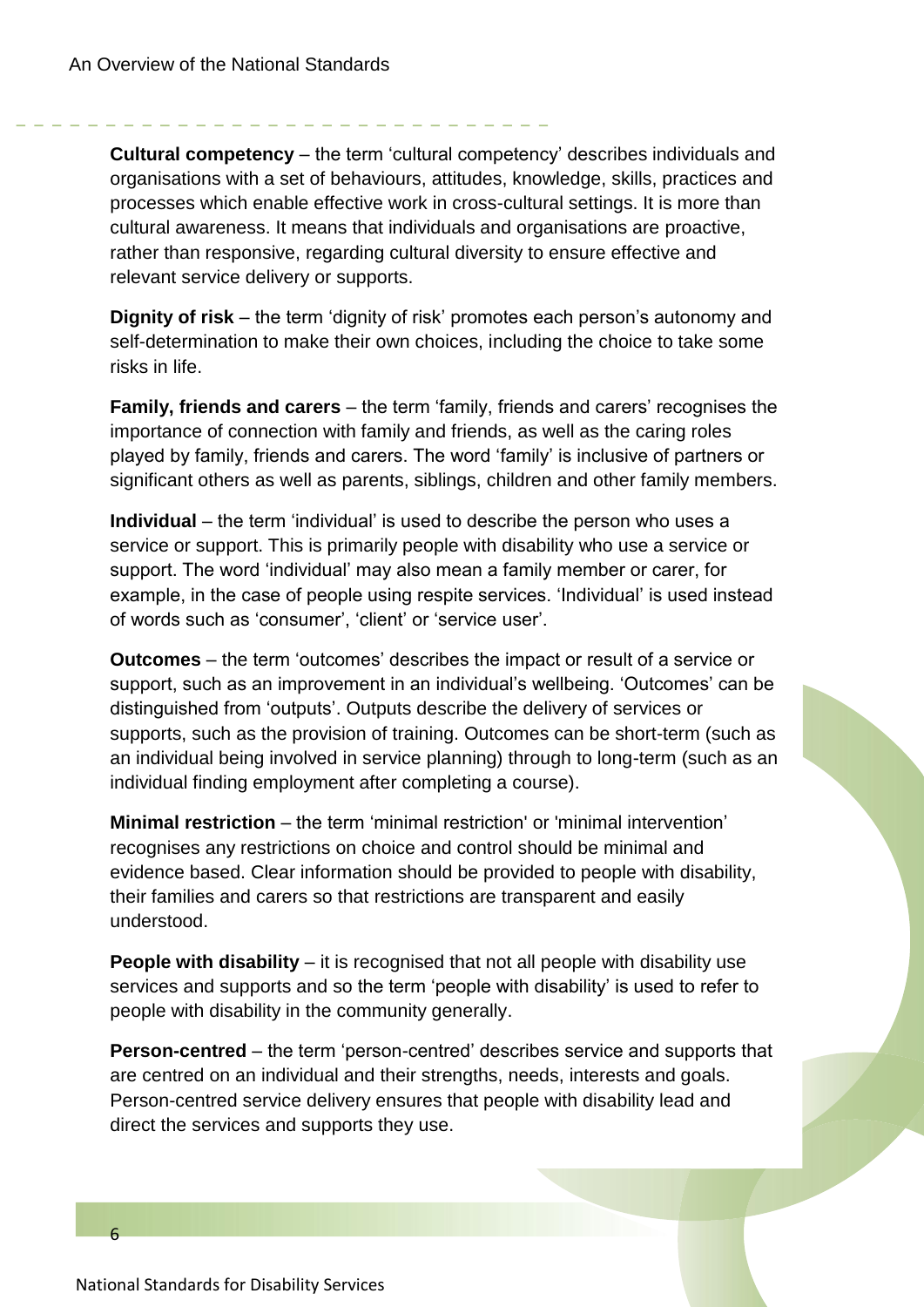**Cultural competency** – the term 'cultural competency' describes individuals and organisations with a set of behaviours, attitudes, knowledge, skills, practices and processes which enable effective work in cross-cultural settings. It is more than cultural awareness. It means that individuals and organisations are proactive, rather than responsive, regarding cultural diversity to ensure effective and relevant service delivery or supports.

**Dignity of risk** – the term 'dignity of risk' promotes each person's autonomy and self-determination to make their own choices, including the choice to take some risks in life.

**Family, friends and carers** – the term 'family, friends and carers' recognises the importance of connection with family and friends, as well as the caring roles played by family, friends and carers. The word 'family' is inclusive of partners or significant others as well as parents, siblings, children and other family members.

**Individual** – the term 'individual' is used to describe the person who uses a service or support. This is primarily people with disability who use a service or support. The word 'individual' may also mean a family member or carer, for example, in the case of people using respite services. 'Individual' is used instead of words such as 'consumer', 'client' or 'service user'.

**Outcomes** – the term 'outcomes' describes the impact or result of a service or support, such as an improvement in an individual's wellbeing. 'Outcomes' can be distinguished from 'outputs'. Outputs describe the delivery of services or supports, such as the provision of training. Outcomes can be short-term (such as an individual being involved in service planning) through to long-term (such as an individual finding employment after completing a course).

**Minimal restriction** – the term 'minimal restriction' or 'minimal intervention' recognises any restrictions on choice and control should be minimal and evidence based. Clear information should be provided to people with disability, their families and carers so that restrictions are transparent and easily understood.

**People with disability** – it is recognised that not all people with disability use services and supports and so the term 'people with disability' is used to refer to people with disability in the community generally.

**Person-centred** – the term 'person-centred' describes service and supports that are centred on an individual and their strengths, needs, interests and goals. Person-centred service delivery ensures that people with disability lead and direct the services and supports they use.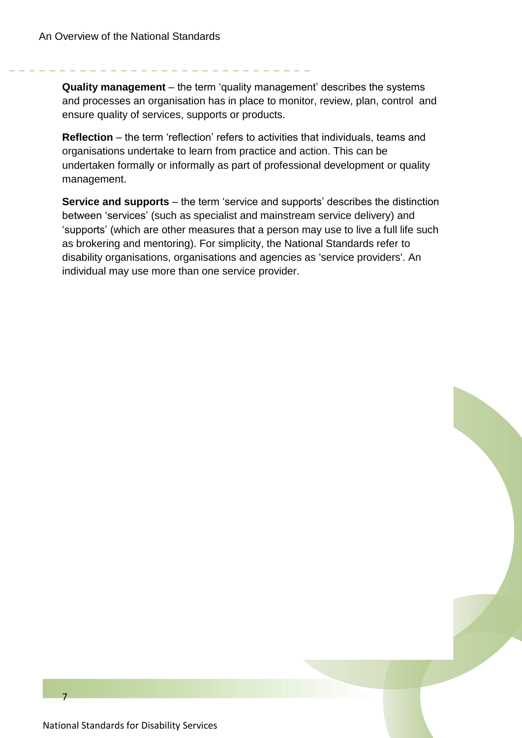**Quality management** – the term ‘quality management’ describes the systems and processes an organisation has in place to monitor, review, plan, control and ensure quality of services, supports or products.

**Reflection** – the term ‘reflection’ refers to activities that individuals, teams and organisations undertake to learn from practice and action. This can be undertaken formally or informally as part of professional development or quality management.

**Service and supports** – the term ‘service and supports’ describes the distinction between ‘services’ (such as specialist and mainstream service delivery) and ‘supports’ (which are other measures that a person may use to live a full life such as brokering and mentoring). For simplicity, the National Standards refer to disability organisations, organisations and agencies as 'service providers'. An individual may use more than one service provider.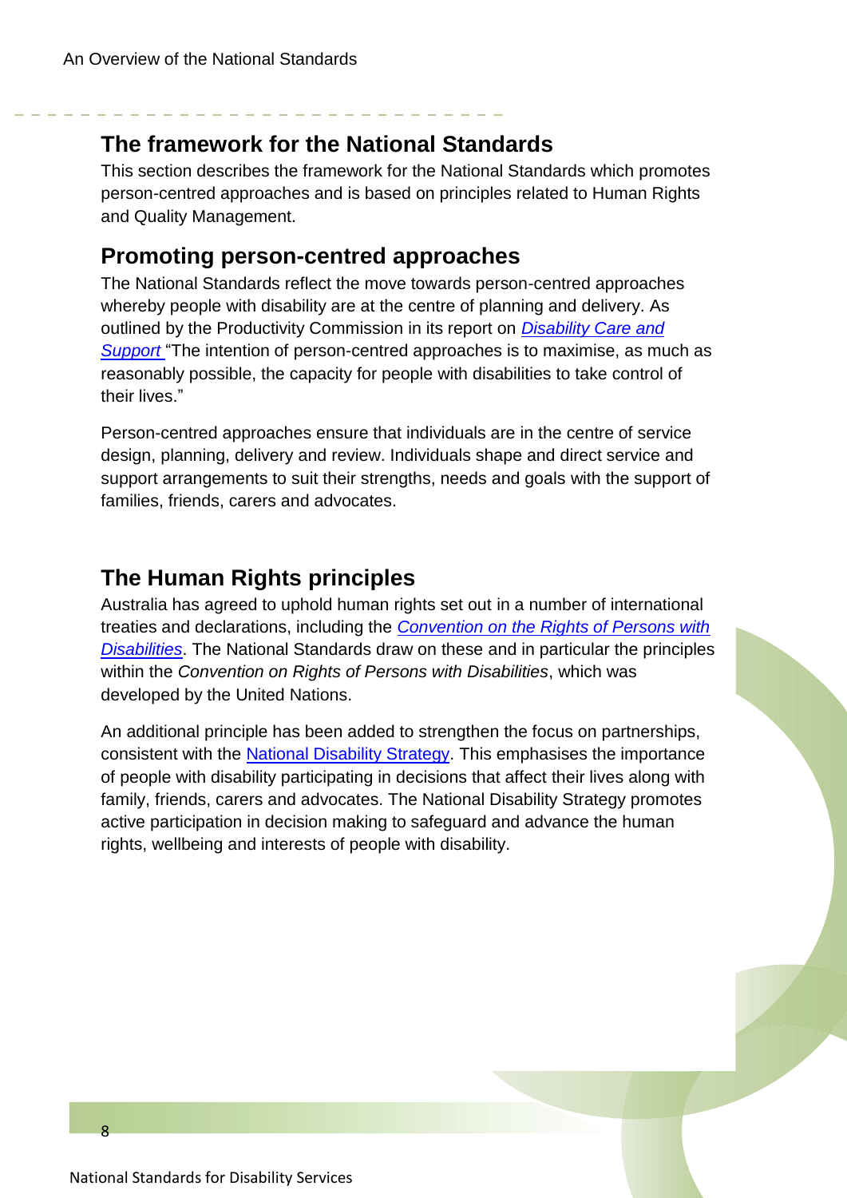## The framework for the National Standards

This section describes the framework for the National Standards which promotes person-centred approaches and is based on principles related to Human Rights and Quality Management.

## Promoting person-centred approaches

The National Standards reflect the move towards person-centred approaches whereby people with disability are at the centre of planning and delivery. As outlined by the Productivity Commission in its report on *Disability Care and Support* "The intention of person-centred approaches is to maximise, as much as reasonably possible, the capacity for people with disabilities to take control of their lives."

Person-centred approaches ensure that individuals are in the centre of service design, planning, delivery and review. Individuals shape and direct service and support arrangements to suit their strengths, needs and goals with the support of families, friends, carers and advocates.

## The Human Rights principles

Australia has agreed to uphold human rights set out in a number of international treaties and declarations, including the *Convention on the Rights of Persons with Disabilities*. The National Standards draw on these and in particular the principles within the *Convention on Rights of Persons with Disabilities*, which was developed by the United Nations.

An additional principle has been added to strengthen the focus on partnerships, consistent with the National Disability Strategy. This emphasises the importance of people with disability participating in decisions that affect their lives along with family, friends, carers and advocates. The National Disability Strategy promotes active participation in decision making to safeguard and advance the human rights, wellbeing and interests of people with disability.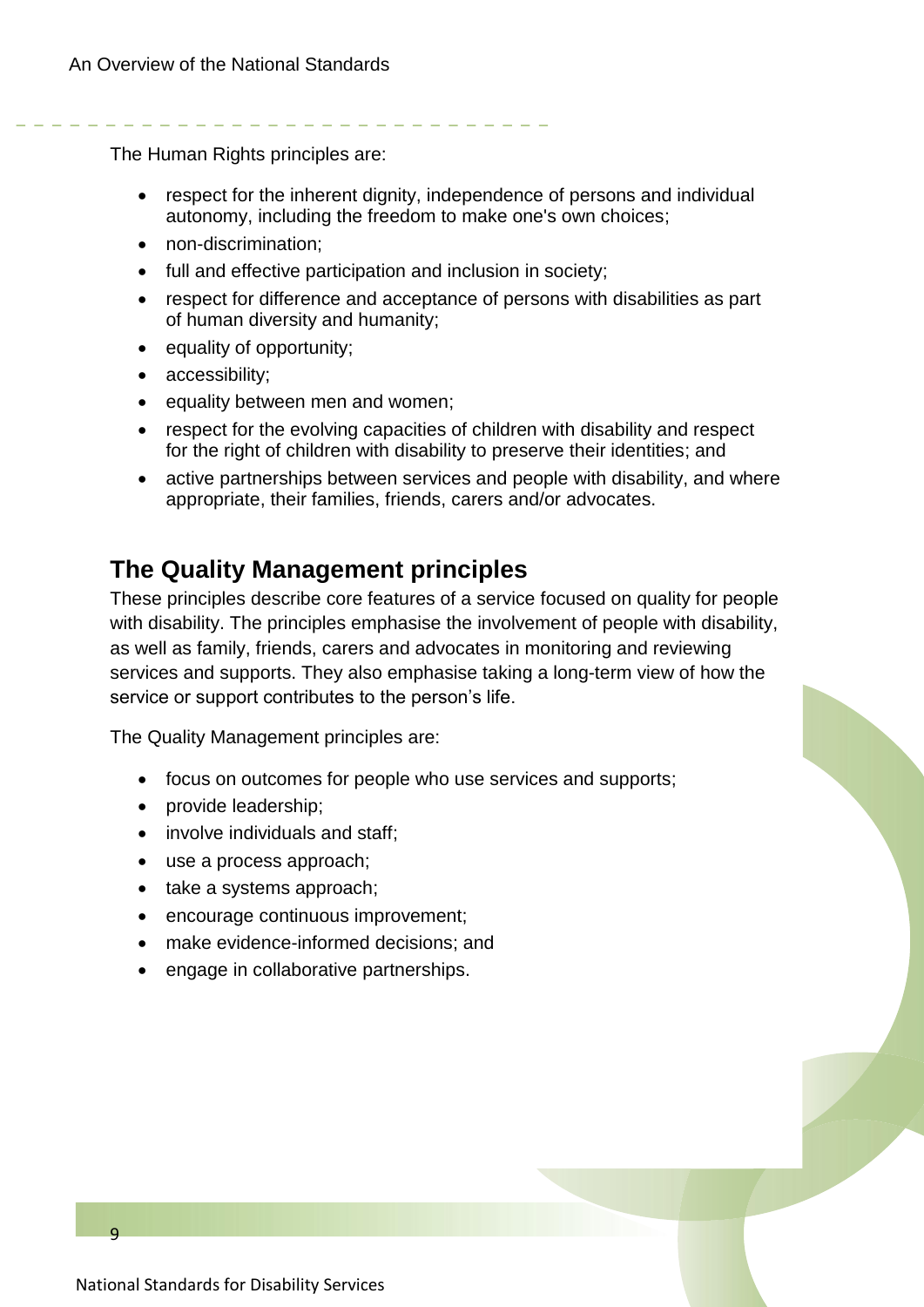The Human Rights principles are:

- respect for the inherent dignity, independence of persons and individual autonomy, including the freedom to make one's own choices;
- non-discrimination;
- full and effective participation and inclusion in society;
- respect for difference and acceptance of persons with disabilities as part of human diversity and humanity;
- equality of opportunity;
- accessibility;
- equality between men and women;
- respect for the evolving capacities of children with disability and respect for the right of children with disability to preserve their identities; and
- active partnerships between services and people with disability, and where appropriate, their families, friends, carers and/or advocates.

## The Quality Management principles

These principles describe core features of a service focused on quality for people with disability. The principles emphasise the involvement of people with disability, as well as family, friends, carers and advocates in monitoring and reviewing services and supports. They also emphasise taking a long-term view of how the service or support contributes to the person's life.

The Quality Management principles are:

- focus on outcomes for people who use services and supports;
- provide leadership;
- involve individuals and staff;
- use a process approach;
- take a systems approach;
- encourage continuous improvement;
- make evidence-informed decisions; and
- engage in collaborative partnerships.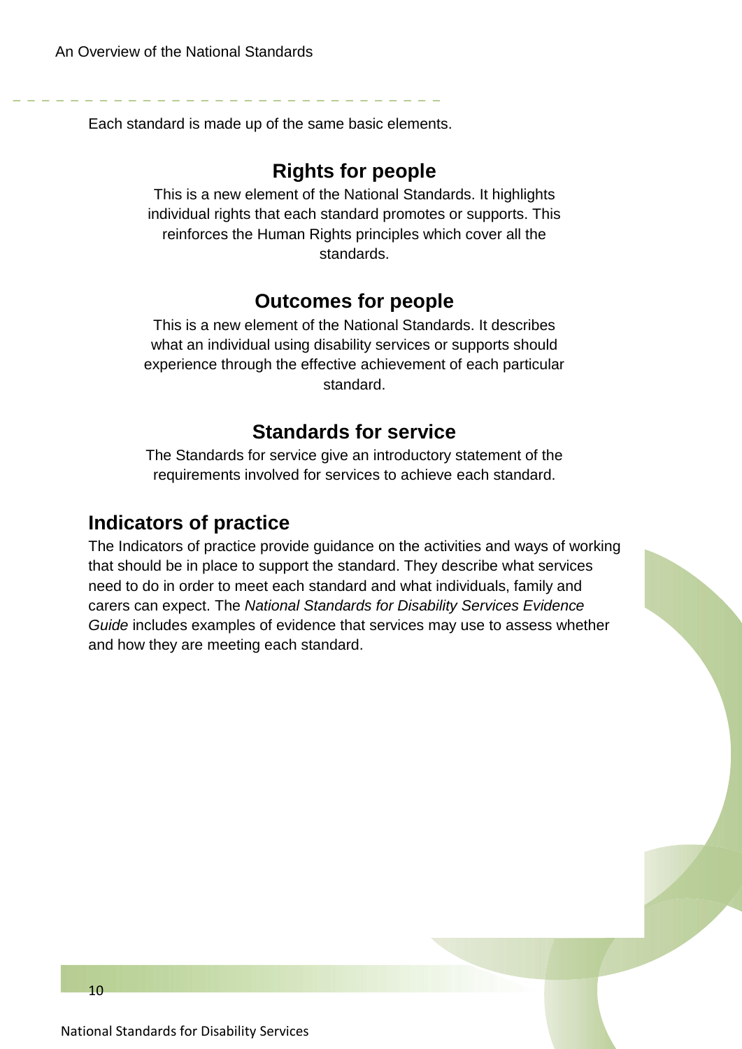Each standard is made up of the same basic elements.

## Rights for people

This is a new element of the National Standards. It highlights individual rights that each standard promotes or supports. This reinforces the Human Rights principles which cover all the standards.

## Outcomes for people

This is a new element of the National Standards. It describes what an individual using disability services or supports should experience through the effective achievement of each particular standard.

## Standards for service

The Standards for service give an introductory statement of the requirements involved for services to achieve each standard.

## Indicators of practice

The Indicators of practice provide guidance on the activities and ways of working that should be in place to support the standard. They describe what services need to do in order to meet each standard and what individuals, family and carers can expect. The *National Standards for Disability Services Evidence Guide* includes examples of evidence that services may use to assess whether and how they are meeting each standard.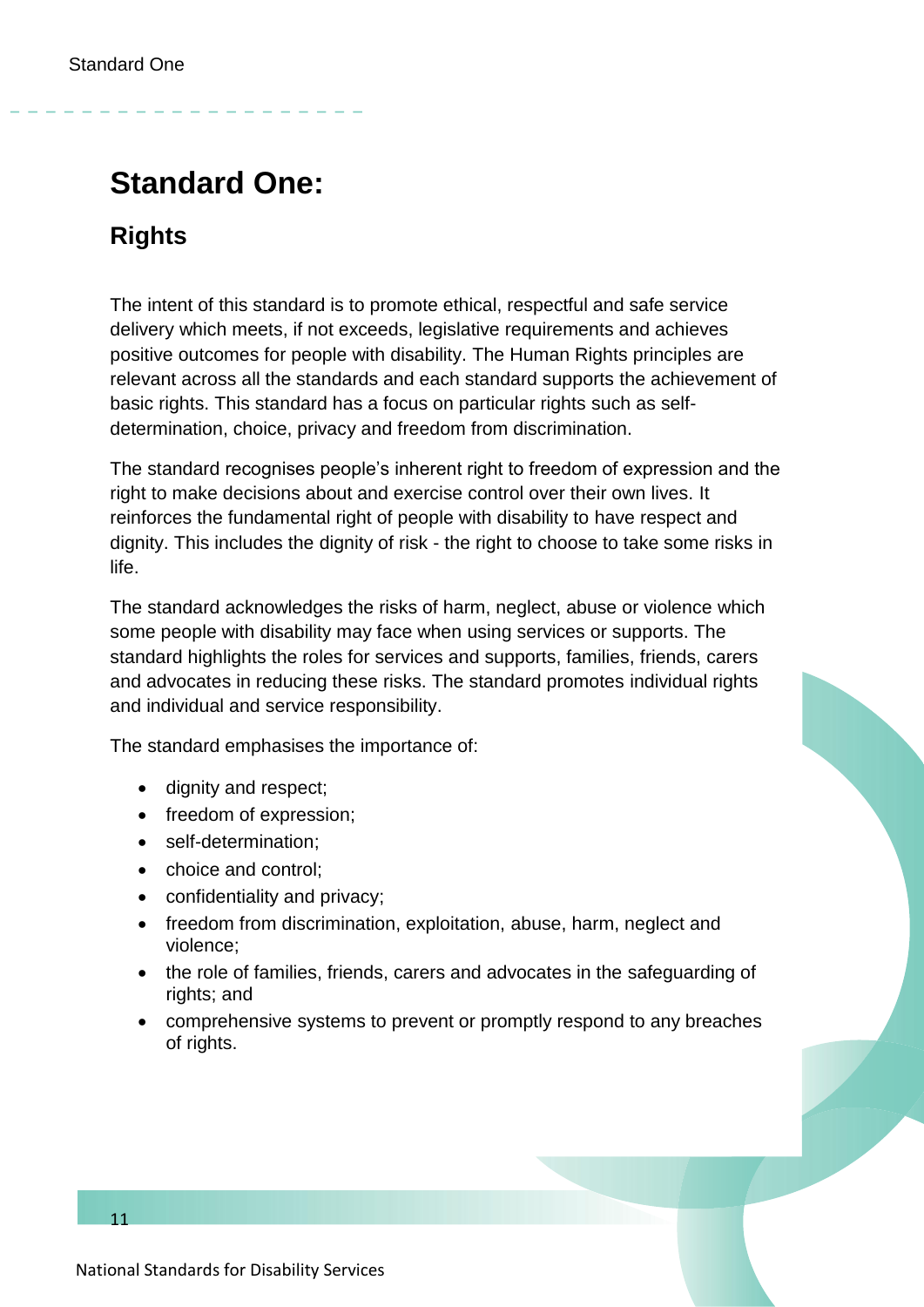# Standard One:

## Rights

The intent of this standard is to promote ethical, respectful and safe service delivery which meets, if not exceeds, legislative requirements and achieves positive outcomes for people with disability. The Human Rights principles are relevant across all the standards and each standard supports the achievement of basic rights. This standard has a focus on particular rights such as self-determination, choice, privacy and freedom from discrimination.

The standard recognises people's inherent right to freedom of expression and the right to make decisions about and exercise control over their own lives. It reinforces the fundamental right of people with disability to have respect and dignity. This includes the dignity of risk - the right to choose to take some risks in life.

The standard acknowledges the risks of harm, neglect, abuse or violence which some people with disability may face when using services or supports. The standard highlights the roles for services and supports, families, friends, carers and advocates in reducing these risks. The standard promotes individual rights and individual and service responsibility.

The standard emphasises the importance of:

- dignity and respect;
- freedom of expression;
- self-determination;
- choice and control;
- confidentiality and privacy;
- freedom from discrimination, exploitation, abuse, harm, neglect and violence;
- the role of families, friends, carers and advocates in the safeguarding of rights; and
- comprehensive systems to prevent or promptly respond to any breaches of rights.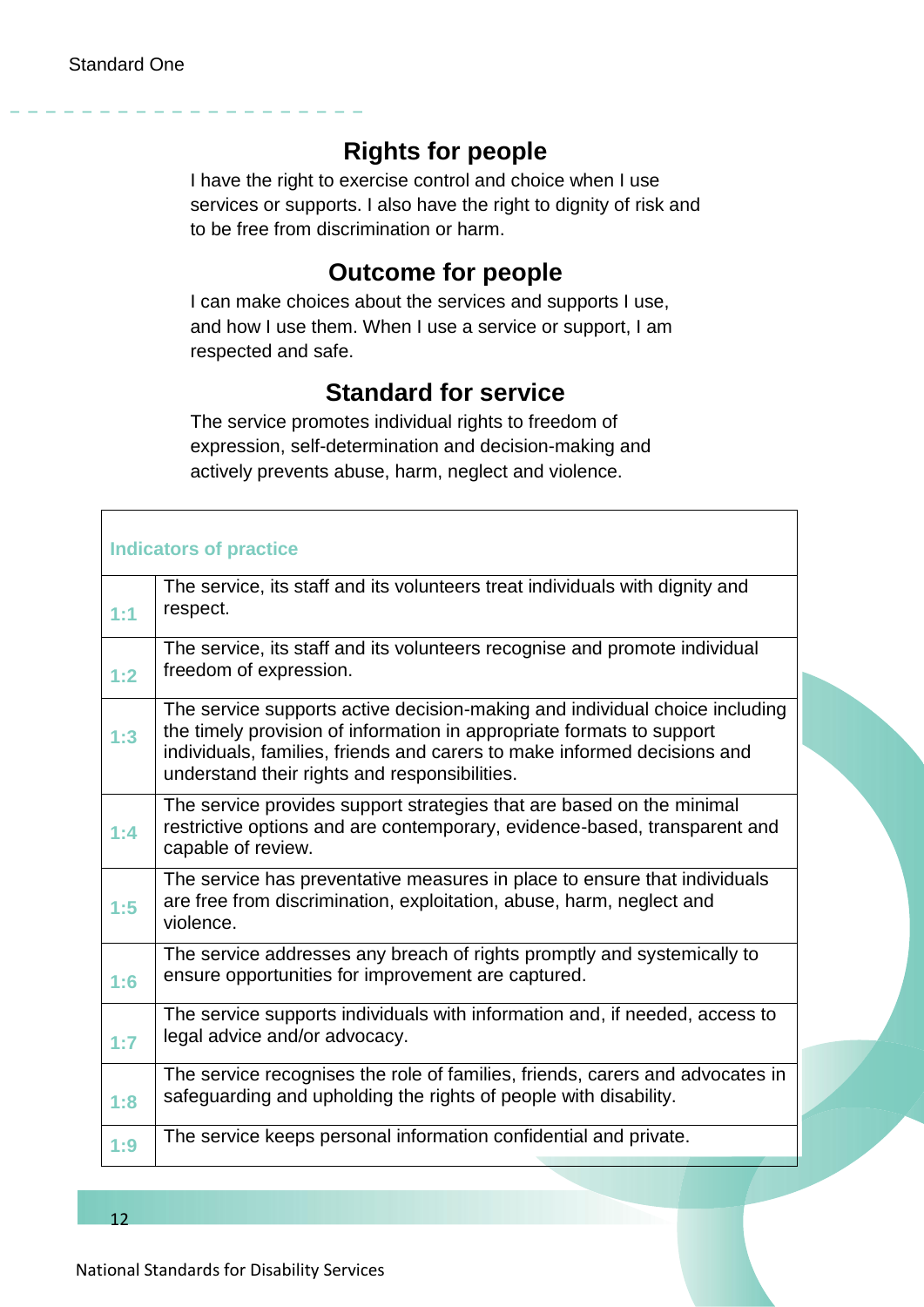# Standard One

## Rights for people

I have the right to exercise control and choice when I use services or supports. I also have the right to dignity of risk and to be free from discrimination or harm.

## Outcome for people

I can make choices about the services and supports I use, and how I use them. When I use a service or support, I am respected and safe.

## Standard for service

The service promotes individual rights to freedom of expression, self-determination and decision-making and actively prevents abuse, harm, neglect and violence.

| Indicators of practice | |
|---|---|
| 1:1 | The service, its staff and its volunteers treat individuals with dignity and respect. |
| 1:2 | The service, its staff and its volunteers recognise and promote individual freedom of expression. |
| 1:3 | The service supports active decision-making and individual choice including the timely provision of information in appropriate formats to support individuals, families, friends and carers to make informed decisions and understand their rights and responsibilities. |
| 1:4 | The service provides support strategies that are based on the minimal restrictive options and are contemporary, evidence-based, transparent and capable of review. |
| 1:5 | The service has preventative measures in place to ensure that individuals are free from discrimination, exploitation, abuse, harm, neglect and violence. |
| 1:6 | The service addresses any breach of rights promptly and systemically to ensure opportunities for improvement are captured. |
| 1:7 | The service supports individuals with information and, if needed, access to legal advice and/or advocacy. |
| 1:8 | The service recognises the role of families, friends, carers and advocates in safeguarding and upholding the rights of people with disability. |
| 1:9 | The service keeps personal information confidential and private. |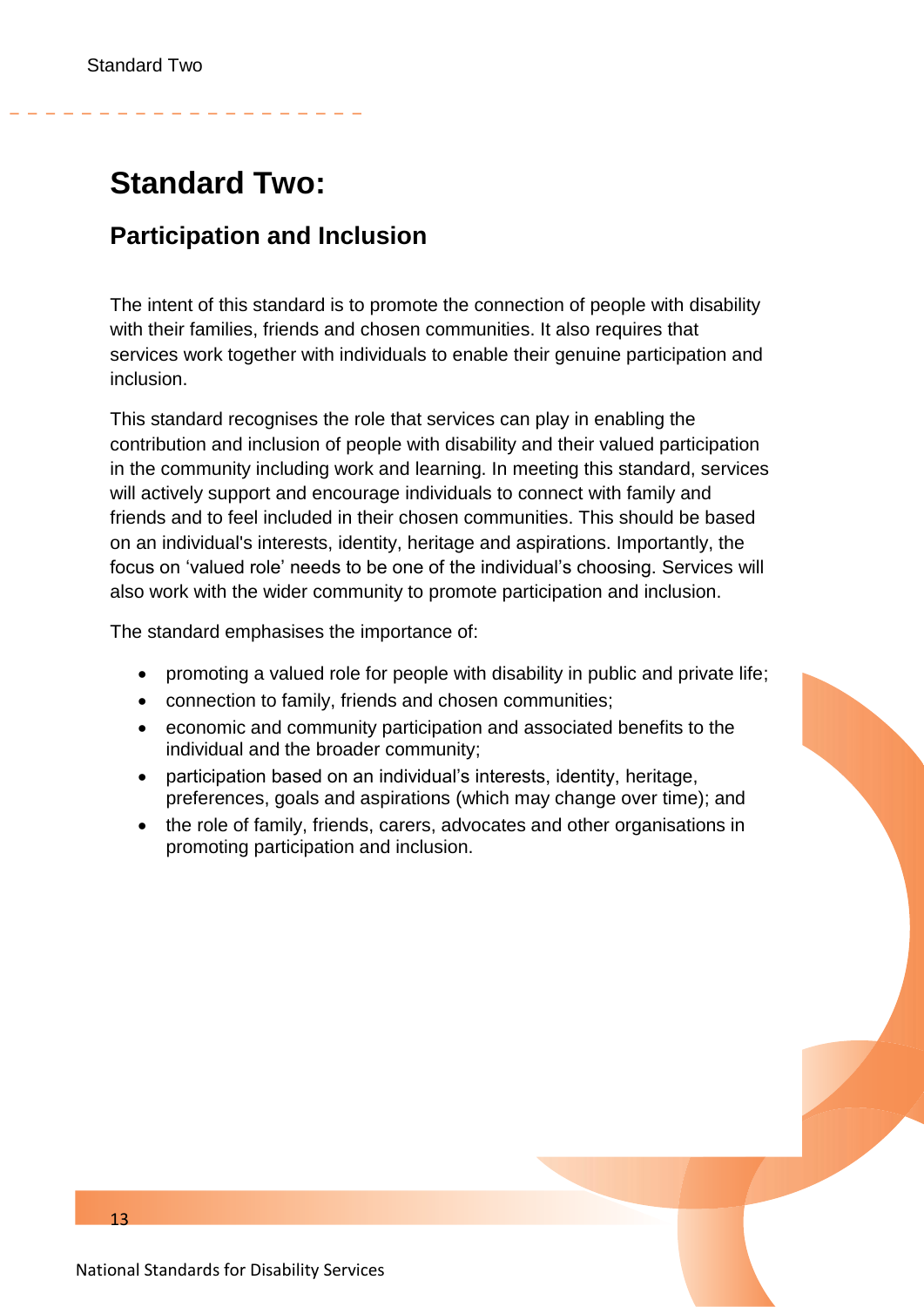# Standard Two:

## Participation and Inclusion

The intent of this standard is to promote the connection of people with disability with their families, friends and chosen communities. It also requires that services work together with individuals to enable their genuine participation and inclusion.

This standard recognises the role that services can play in enabling the contribution and inclusion of people with disability and their valued participation in the community including work and learning. In meeting this standard, services will actively support and encourage individuals to connect with family and friends and to feel included in their chosen communities. This should be based on an individual's interests, identity, heritage and aspirations. Importantly, the focus on 'valued role' needs to be one of the individual's choosing. Services will also work with the wider community to promote participation and inclusion.

The standard emphasises the importance of:

- promoting a valued role for people with disability in public and private life;
- connection to family, friends and chosen communities;
- economic and community participation and associated benefits to the individual and the broader community;
- participation based on an individual's interests, identity, heritage, preferences, goals and aspirations (which may change over time); and
- the role of family, friends, carers, advocates and other organisations in promoting participation and inclusion.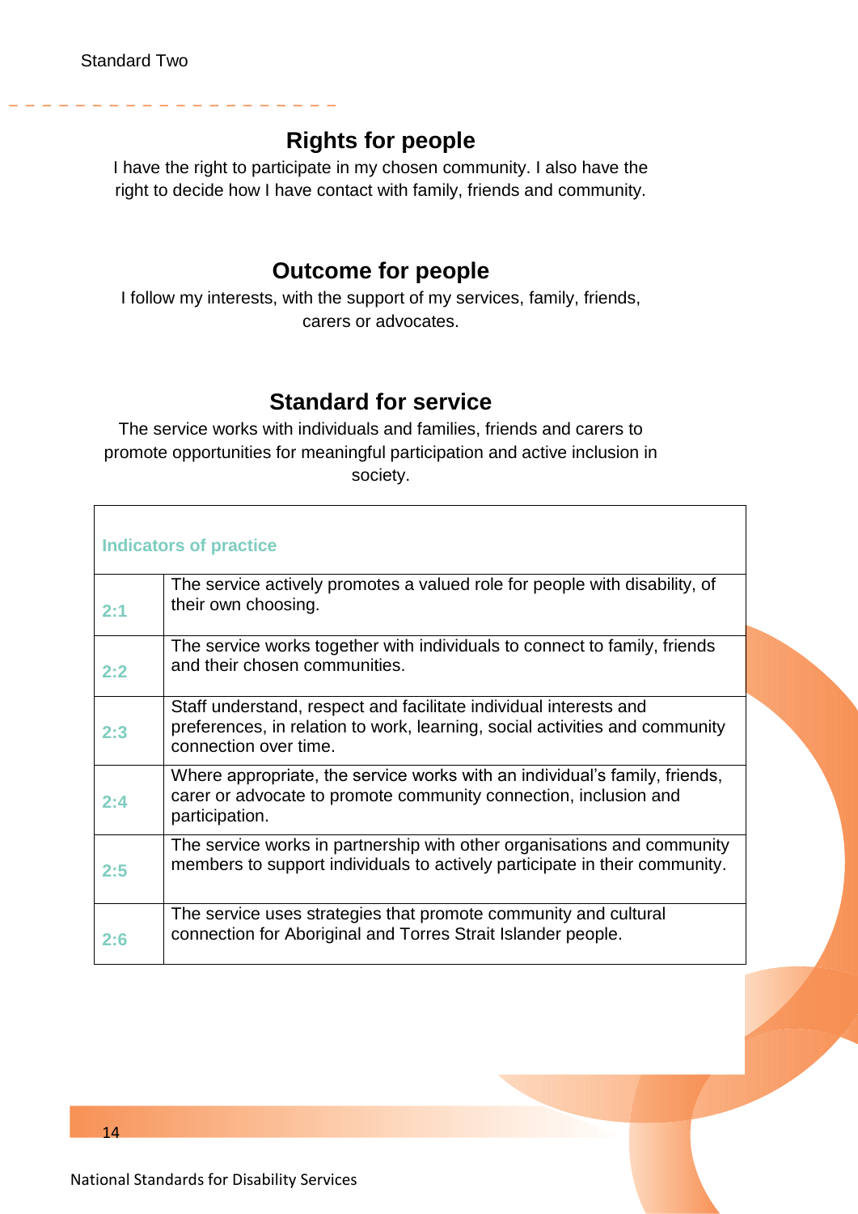Standard Two

## Rights for people

I have the right to participate in my chosen community. I also have the right to decide how I have contact with family, friends and community.

## Outcome for people

I follow my interests, with the support of my services, family, friends, carers or advocates.

## Standard for service

The service works with individuals and families, friends and carers to promote opportunities for meaningful participation and active inclusion in society.

| Indicators of practice | |
|---|---|
| 2:1 | The service actively promotes a valued role for people with disability, of their own choosing. |
| 2:2 | The service works together with individuals to connect to family, friends and their chosen communities. |
| 2:3 | Staff understand, respect and facilitate individual interests and preferences, in relation to work, learning, social activities and community connection over time. |
| 2:4 | Where appropriate, the service works with an individual's family, friends, carer or advocate to promote community connection, inclusion and participation. |
| 2:5 | The service works in partnership with other organisations and community members to support individuals to actively participate in their community. |
| 2:6 | The service uses strategies that promote community and cultural connection for Aboriginal and Torres Strait Islander people. |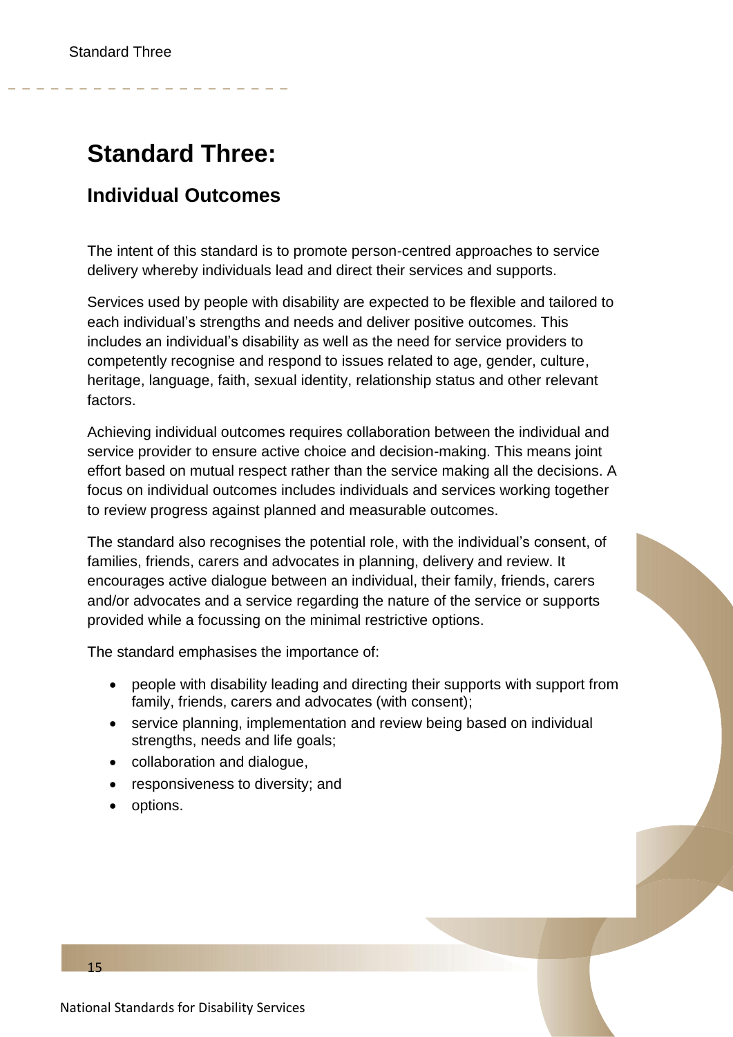# Standard Three:

## Individual Outcomes

The intent of this standard is to promote person-centred approaches to service delivery whereby individuals lead and direct their services and supports.

Services used by people with disability are expected to be flexible and tailored to each individual's strengths and needs and deliver positive outcomes. This includes an individual's disability as well as the need for service providers to competently recognise and respond to issues related to age, gender, culture, heritage, language, faith, sexual identity, relationship status and other relevant factors.

Achieving individual outcomes requires collaboration between the individual and service provider to ensure active choice and decision-making. This means joint effort based on mutual respect rather than the service making all the decisions. A focus on individual outcomes includes individuals and services working together to review progress against planned and measurable outcomes.

The standard also recognises the potential role, with the individual's consent, of families, friends, carers and advocates in planning, delivery and review. It encourages active dialogue between an individual, their family, friends, carers and/or advocates and a service regarding the nature of the service or supports provided while a focussing on the minimal restrictive options.

The standard emphasises the importance of:

- people with disability leading and directing their supports with support from family, friends, carers and advocates (with consent);
- service planning, implementation and review being based on individual strengths, needs and life goals;
- collaboration and dialogue,
- responsiveness to diversity; and
- options.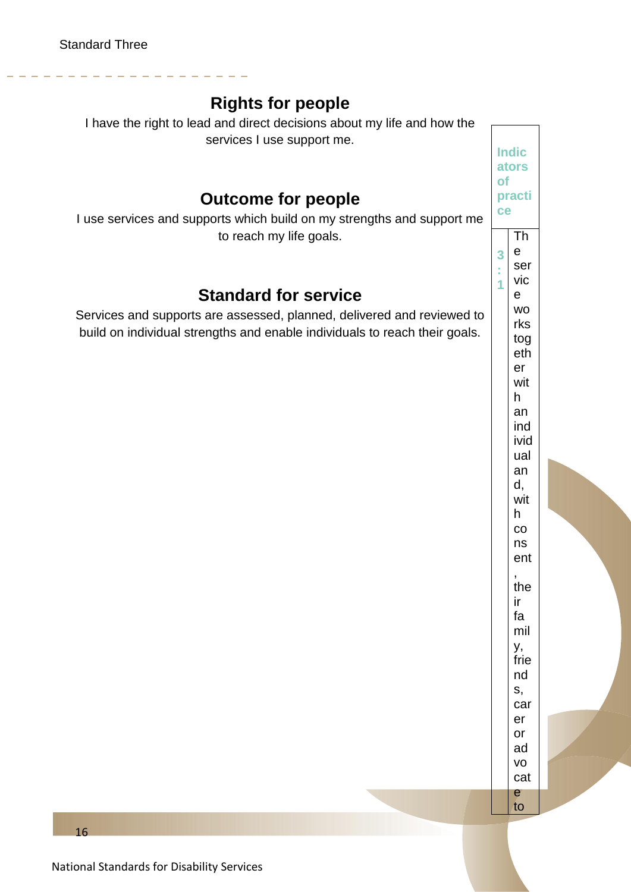## Rights for people

I have the right to lead and direct decisions about my life and how the services I use support me.

## Outcome for people

I use services and supports which build on my strengths and support me to reach my life goals.

## Standard for service

Services and supports are assessed, planned, delivered and reviewed to build on individual strengths and enable individuals to reach their goals.

| Indicators of practice | |
|---|---|
| 3:1 | The service works together with an individual and, with consent, their family, friends, carer or advocate to |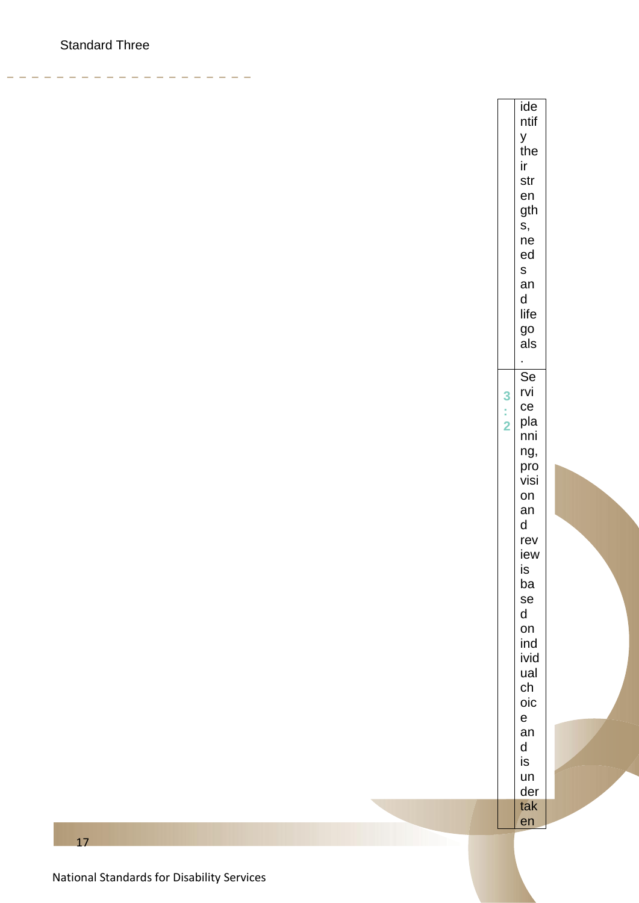| | |
|---|---|
| | identify their strengths, needs and life goals. |
| 3.2 | Service planning, provision and review is based on individual choice and is undertaken |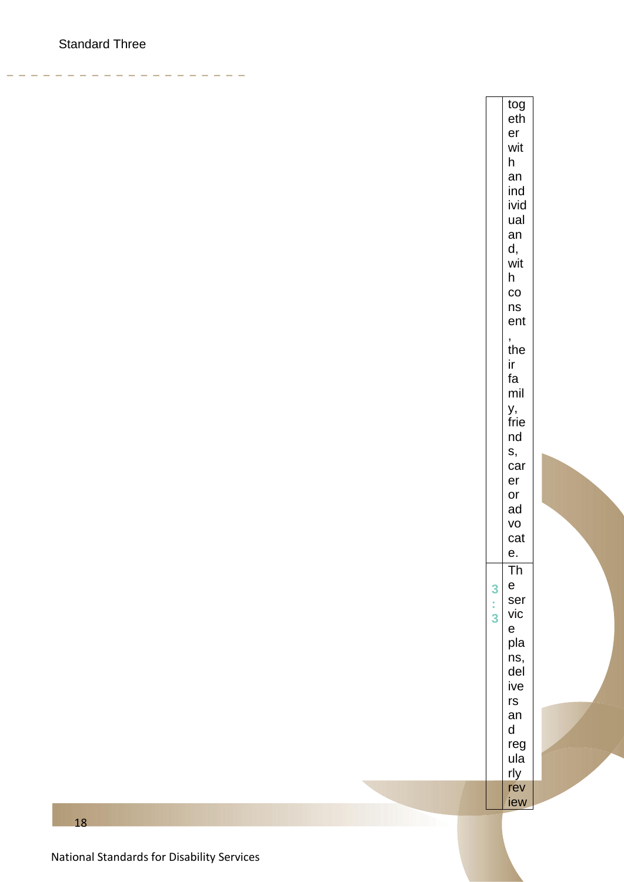Standard Three

| | |
|---|---|
| | together with an individual and, with consent, their family, friends, carer or advocate. |
| 3:3 | The service plans, delivers and regularly review |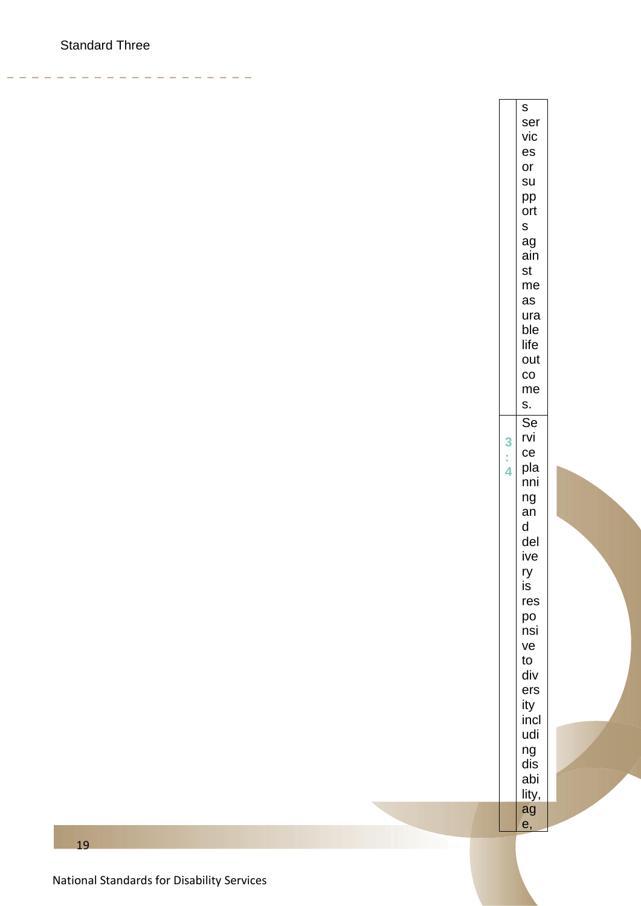Standard Three

| | |
|---|---|
| | s services or supports against measurable life outcomes. |
| 3:4 | Service planning and delivery is responsive to diversity including disability, age, |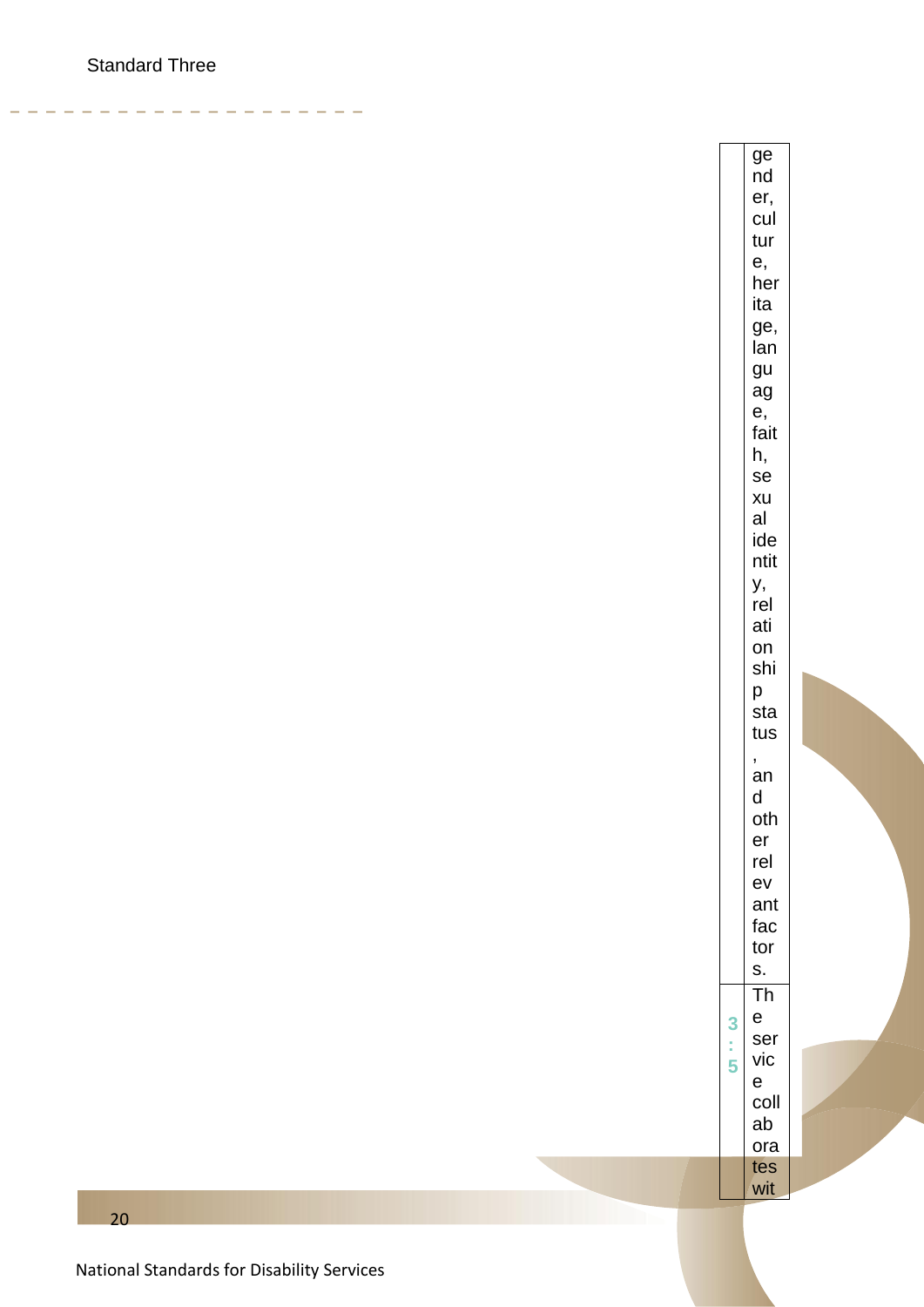|  | gender, culture, heritage, language, faith, sexual identity, relationship status, and other relevant factors. |
| --- | --- |
| 3:5 | The service collaborates wit |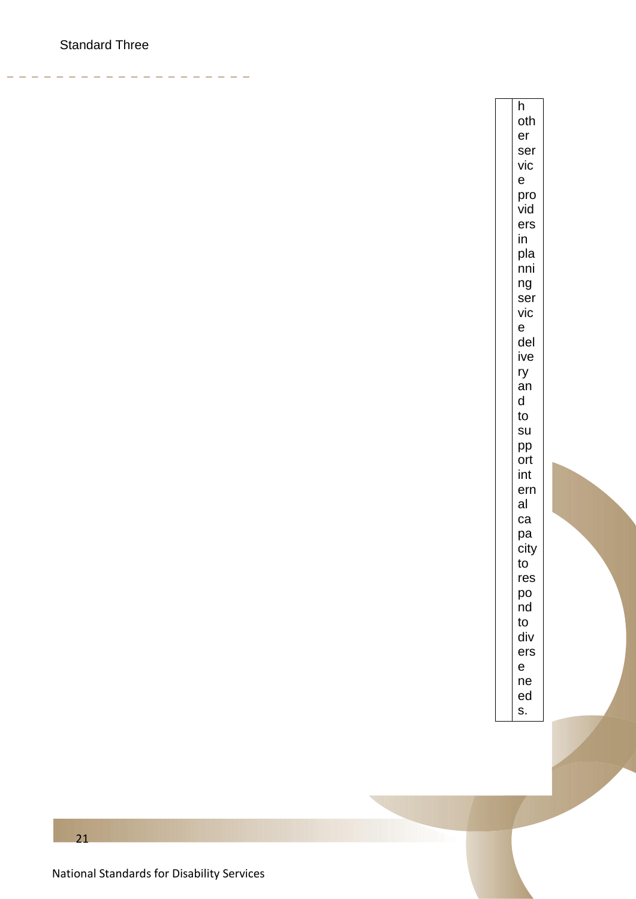| | h other service providers in planning service delivery and to support internal capacity to respond to diverse needs. |
|---|---|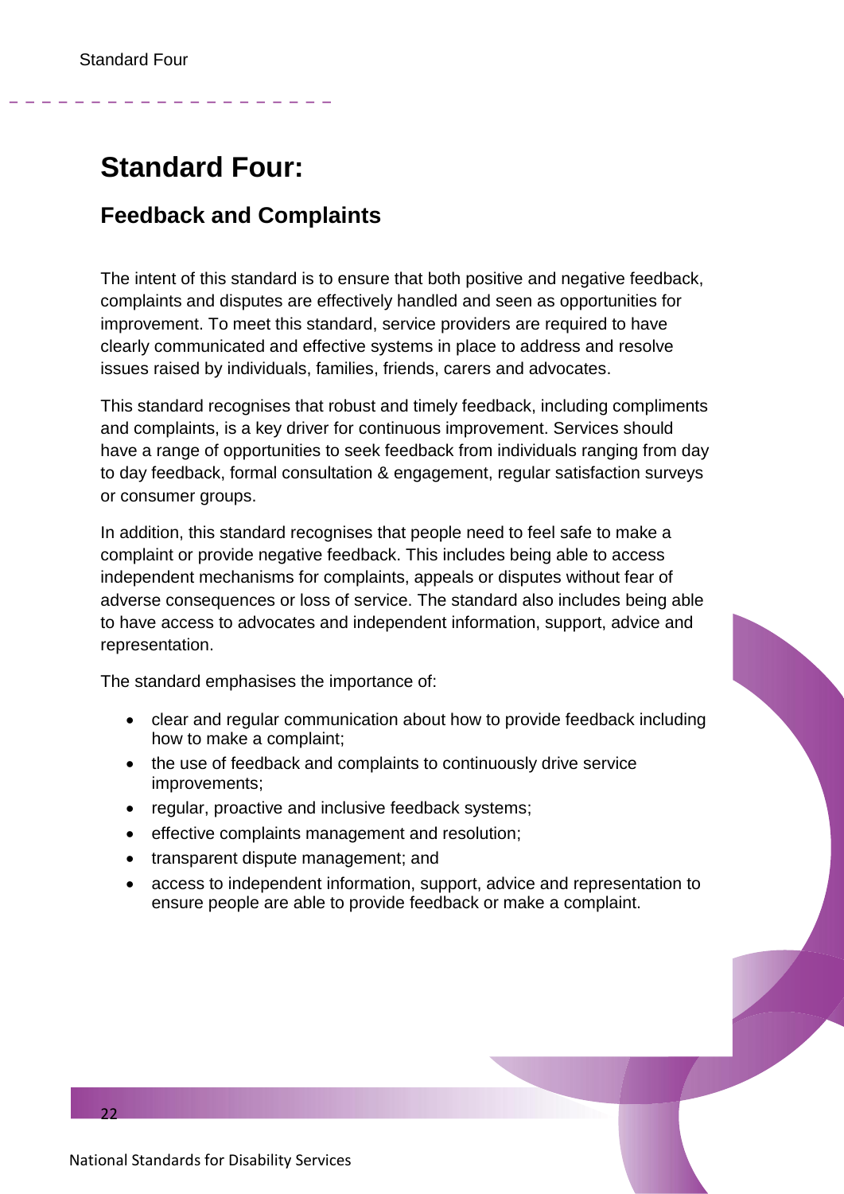# Standard Four:

## Feedback and Complaints

The intent of this standard is to ensure that both positive and negative feedback, complaints and disputes are effectively handled and seen as opportunities for improvement. To meet this standard, service providers are required to have clearly communicated and effective systems in place to address and resolve issues raised by individuals, families, friends, carers and advocates.

This standard recognises that robust and timely feedback, including compliments and complaints, is a key driver for continuous improvement. Services should have a range of opportunities to seek feedback from individuals ranging from day to day feedback, formal consultation & engagement, regular satisfaction surveys or consumer groups.

In addition, this standard recognises that people need to feel safe to make a complaint or provide negative feedback. This includes being able to access independent mechanisms for complaints, appeals or disputes without fear of adverse consequences or loss of service. The standard also includes being able to have access to advocates and independent information, support, advice and representation.

The standard emphasises the importance of:

- clear and regular communication about how to provide feedback including how to make a complaint;
- the use of feedback and complaints to continuously drive service improvements;
- regular, proactive and inclusive feedback systems;
- effective complaints management and resolution;
- transparent dispute management; and
- access to independent information, support, advice and representation to ensure people are able to provide feedback or make a complaint.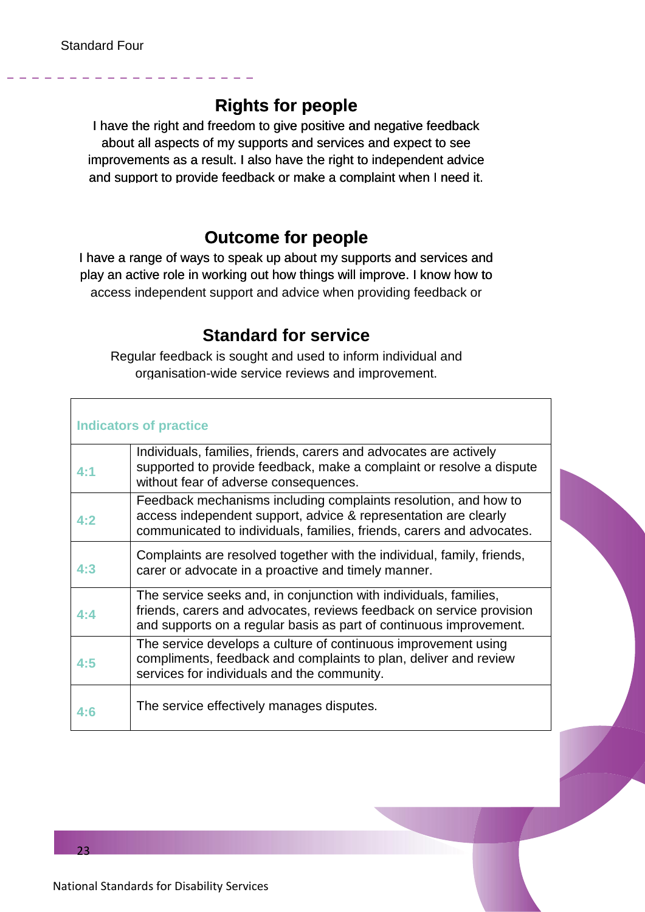Standard Four

## Rights for people

I have the right and freedom to give positive and negative feedback about all aspects of my supports and services and expect to see improvements as a result. I also have the right to independent advice and support to provide feedback or make a complaint when I need it.

## Outcome for people

I have a range of ways to speak up about my supports and services and play an active role in working out how things will improve. I know how to access independent support and advice when providing feedback or

## Standard for service

Regular feedback is sought and used to inform individual and organisation-wide service reviews and improvement.

| Indicators of practice | |
|---|---|
| 4:1 | Individuals, families, friends, carers and advocates are actively supported to provide feedback, make a complaint or resolve a dispute without fear of adverse consequences. |
| 4:2 | Feedback mechanisms including complaints resolution, and how to access independent support, advice & representation are clearly communicated to individuals, families, friends, carers and advocates. |
| 4:3 | Complaints are resolved together with the individual, family, friends, carer or advocate in a proactive and timely manner. |
| 4:4 | The service seeks and, in conjunction with individuals, families, friends, carers and advocates, reviews feedback on service provision and supports on a regular basis as part of continuous improvement. |
| 4:5 | The service develops a culture of continuous improvement using compliments, feedback and complaints to plan, deliver and review services for individuals and the community. |
| 4:6 | The service effectively manages disputes. |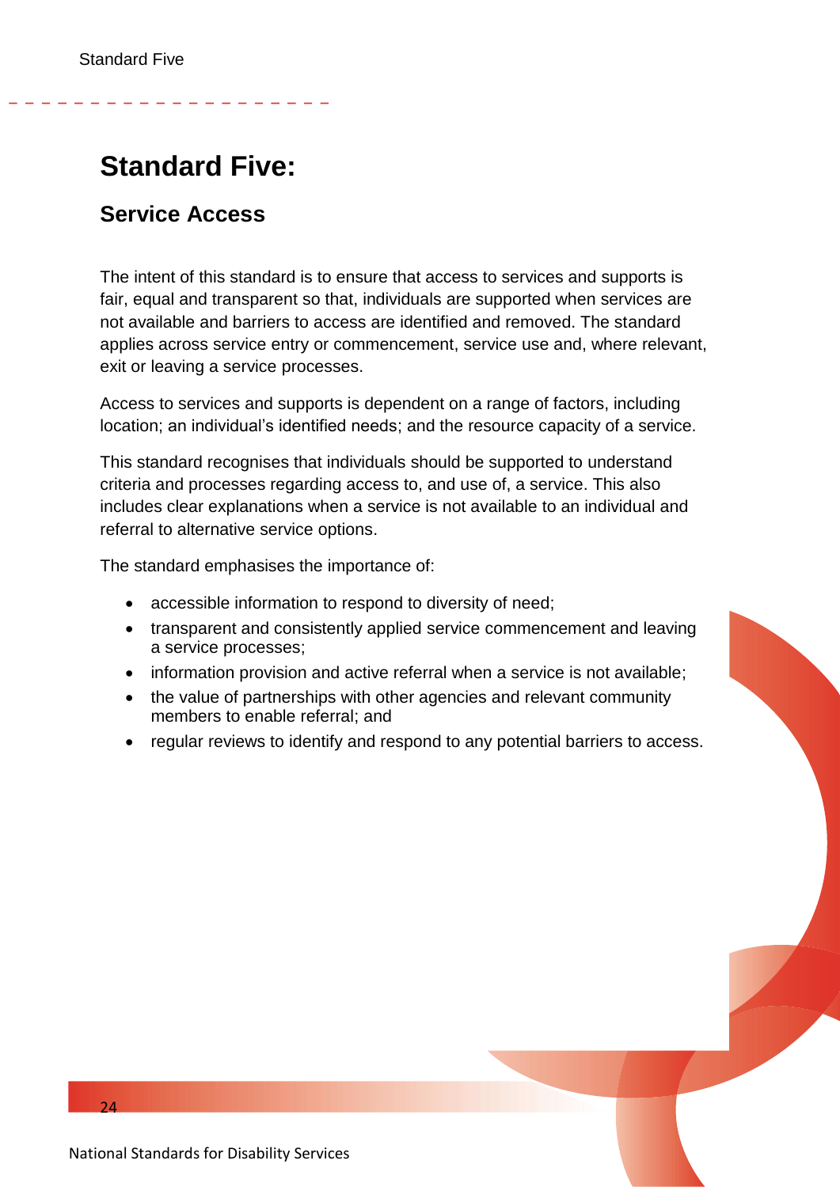# Standard Five:

## Service Access

The intent of this standard is to ensure that access to services and supports is fair, equal and transparent so that, individuals are supported when services are not available and barriers to access are identified and removed. The standard applies across service entry or commencement, service use and, where relevant, exit or leaving a service processes.

Access to services and supports is dependent on a range of factors, including location; an individual's identified needs; and the resource capacity of a service.

This standard recognises that individuals should be supported to understand criteria and processes regarding access to, and use of, a service. This also includes clear explanations when a service is not available to an individual and referral to alternative service options.

The standard emphasises the importance of:

- accessible information to respond to diversity of need;
- transparent and consistently applied service commencement and leaving a service processes;
- information provision and active referral when a service is not available;
- the value of partnerships with other agencies and relevant community members to enable referral; and
- regular reviews to identify and respond to any potential barriers to access.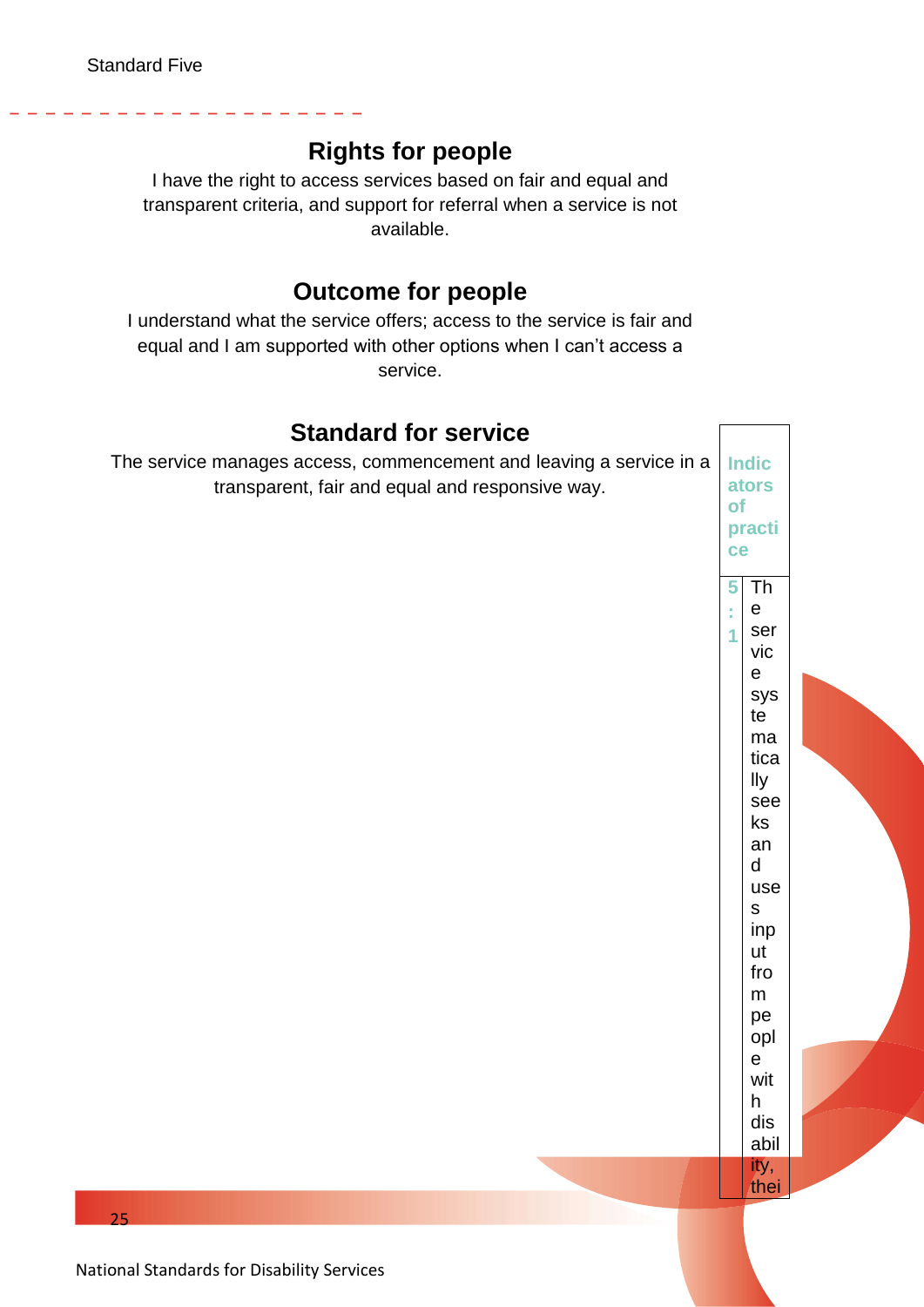## Rights for people

I have the right to access services based on fair and equal and transparent criteria, and support for referral when a service is not available.

## Outcome for people

I understand what the service offers; access to the service is fair and equal and I am supported with other options when I can't access a service.

## Standard for service

The service manages access, commencement and leaving a service in a transparent, fair and equal and responsive way.

| Indicators of practice | |
| --- | --- |
| 5:1 | The service systematically seeks and uses input from people with disability, thei |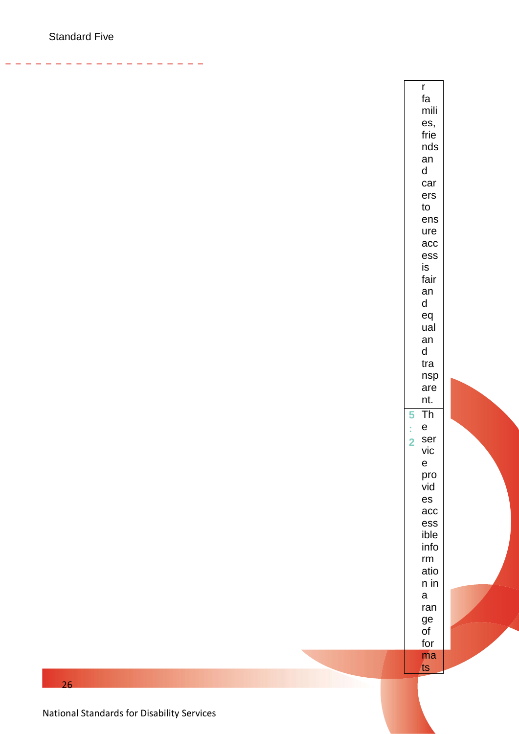| | |
|---|---|
| | r families, friends and carers to ensure access is fair and equal and transparent. |
| 5:2 | The service provides accessible information in a range of formats |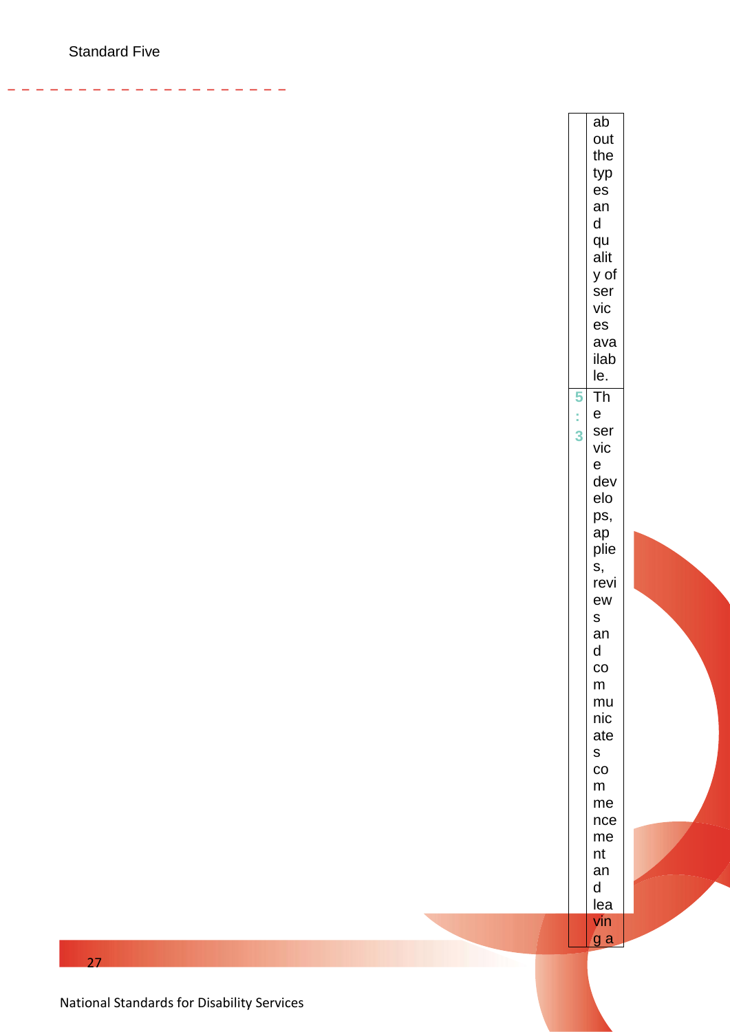| | about the types and quality of services available. |
|---|---|
| 5:3 | The service develops, applies, reviews and communicates commencement and leaving a |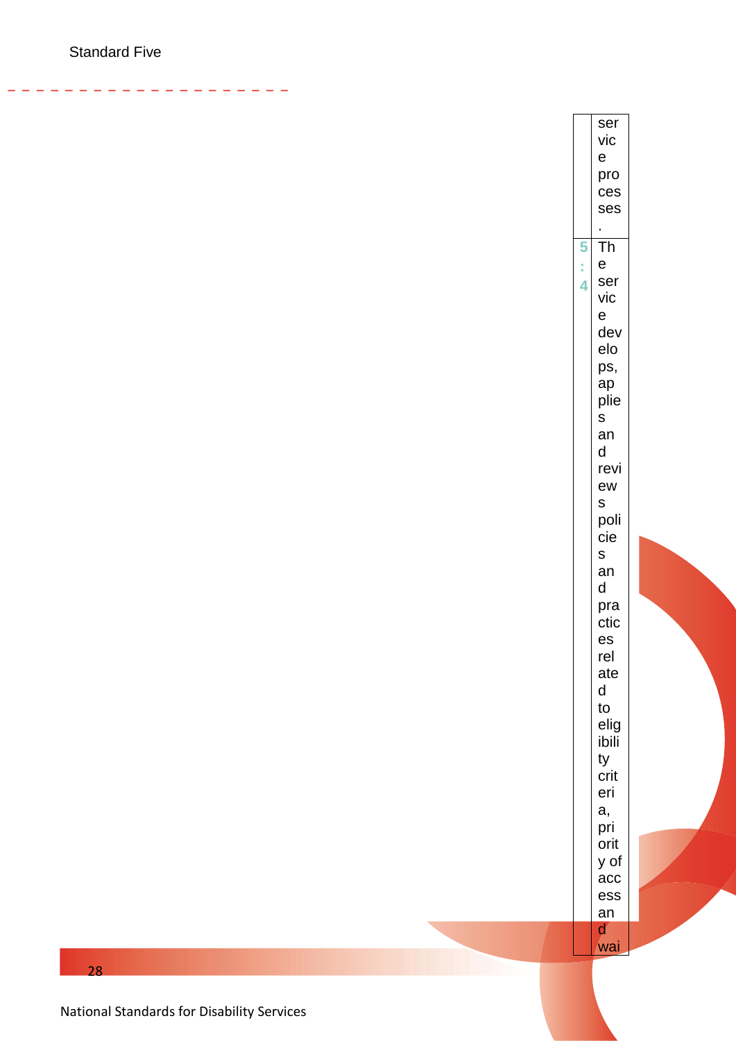Standard Five

| | |
|---|---|
| | service processes. |
| 5:4 | The service develops, applies and reviews policies and practices related to eligibility criteria, priority of access and wai |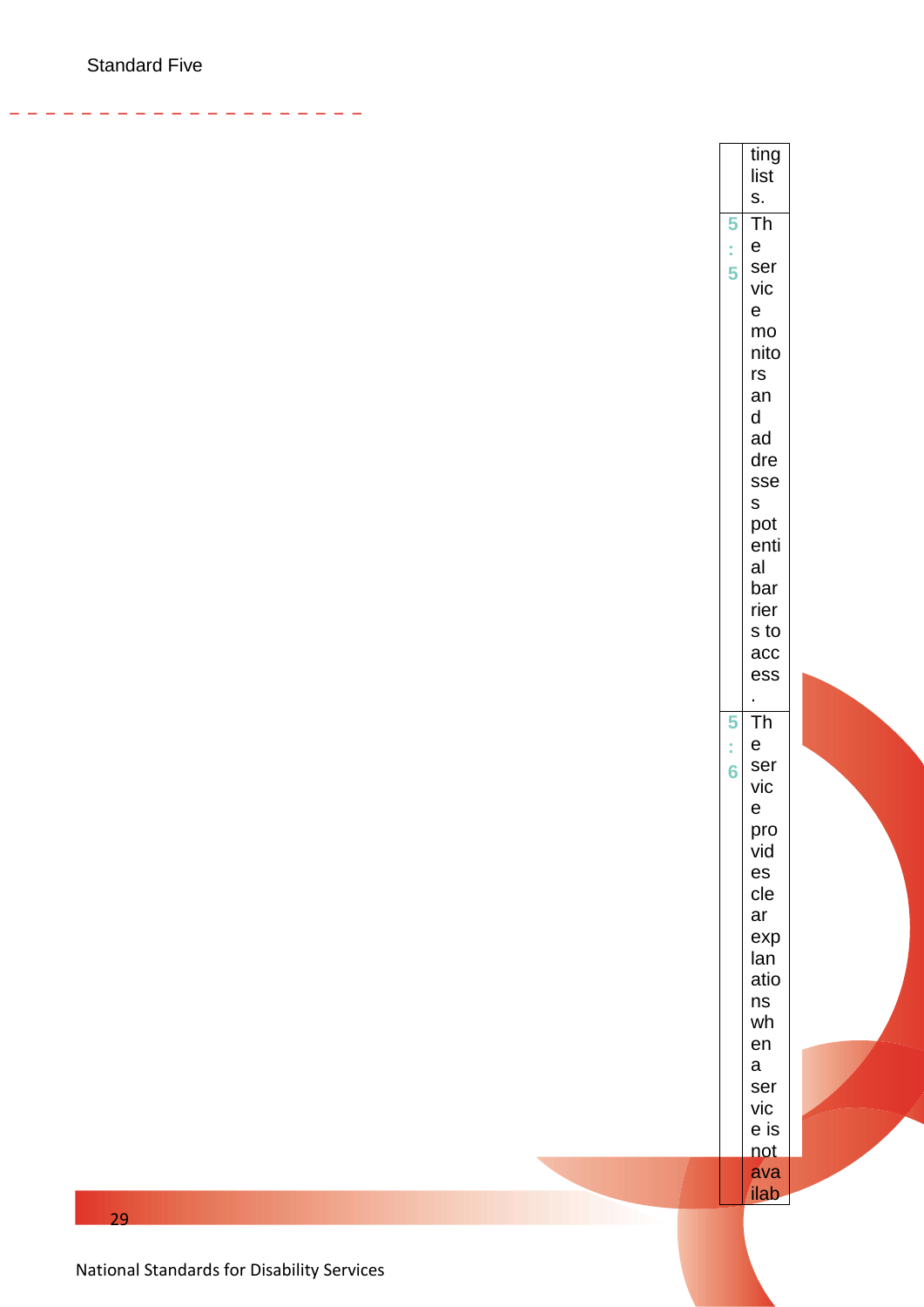| | |
|---|---|
| | ting lists. |
| 5:5 | The service monitors and addresses potential barriers to access. |
| 5:6 | The service provides clear explanations when a service is not availab |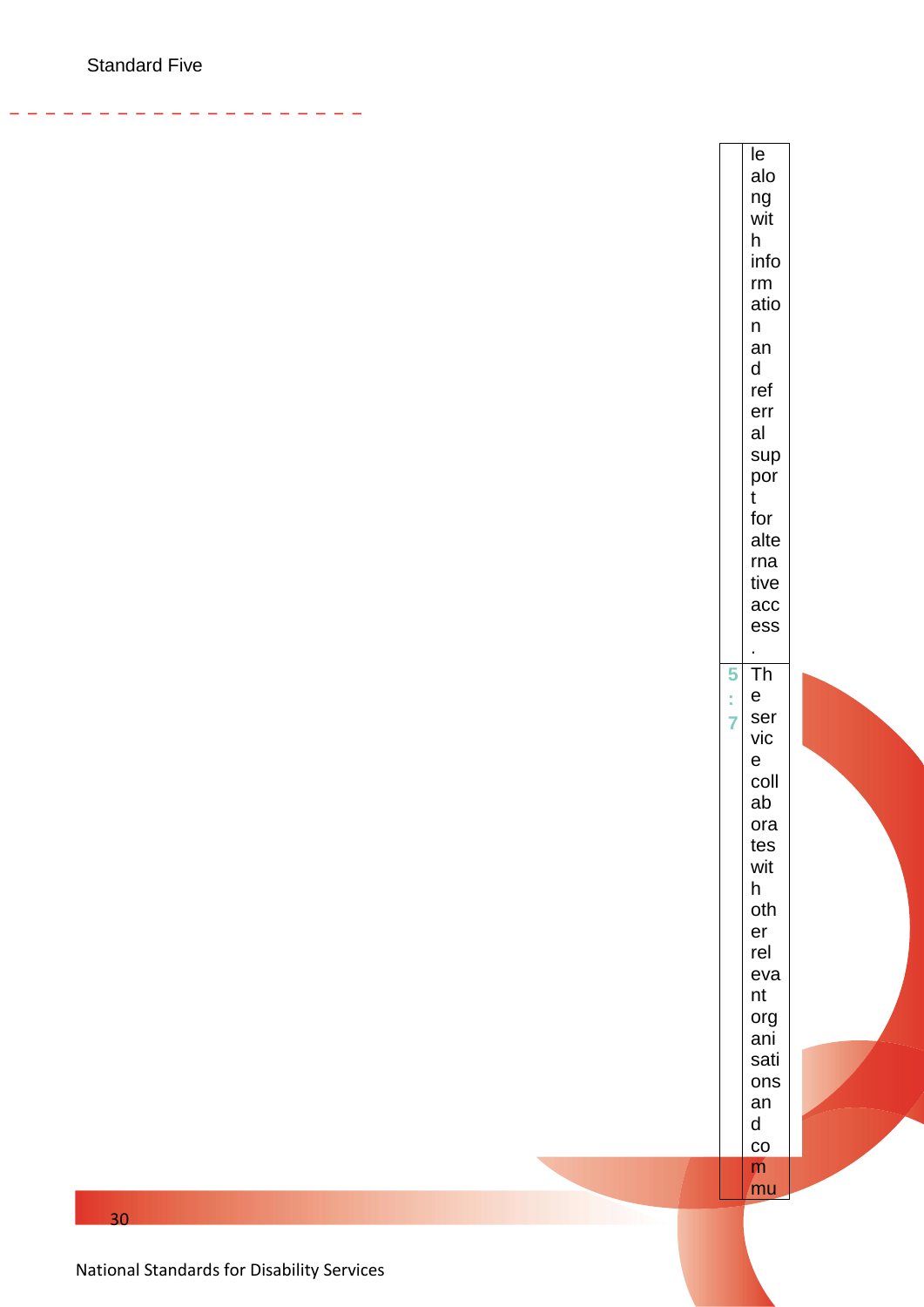| | le along with information and referral support for alternative access. |
|---|---|
| 5:7 | The service collaborates with other relevant organisations and commu |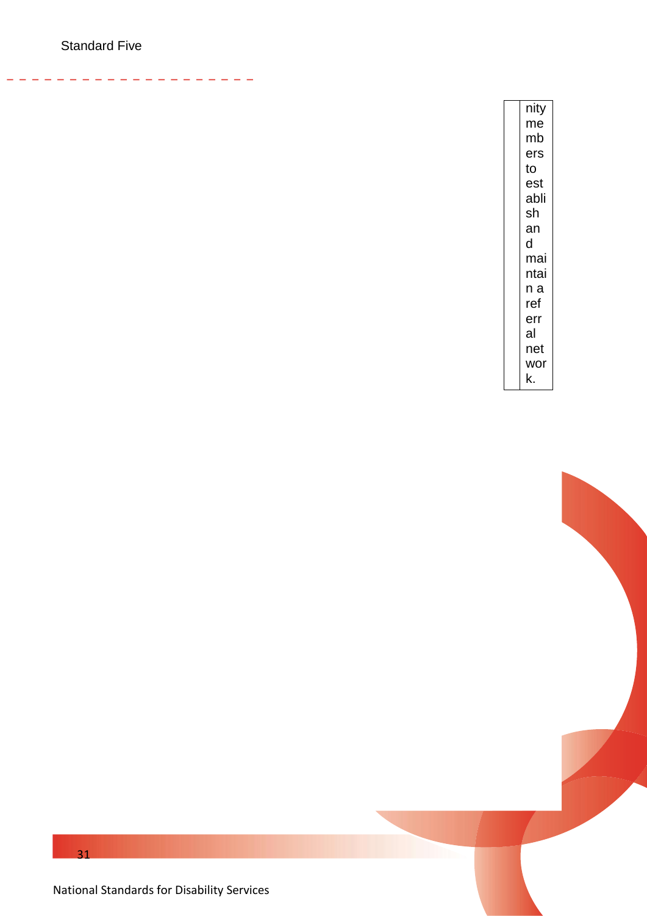| | nity members to establish and maintain a referral network. |
|---|---|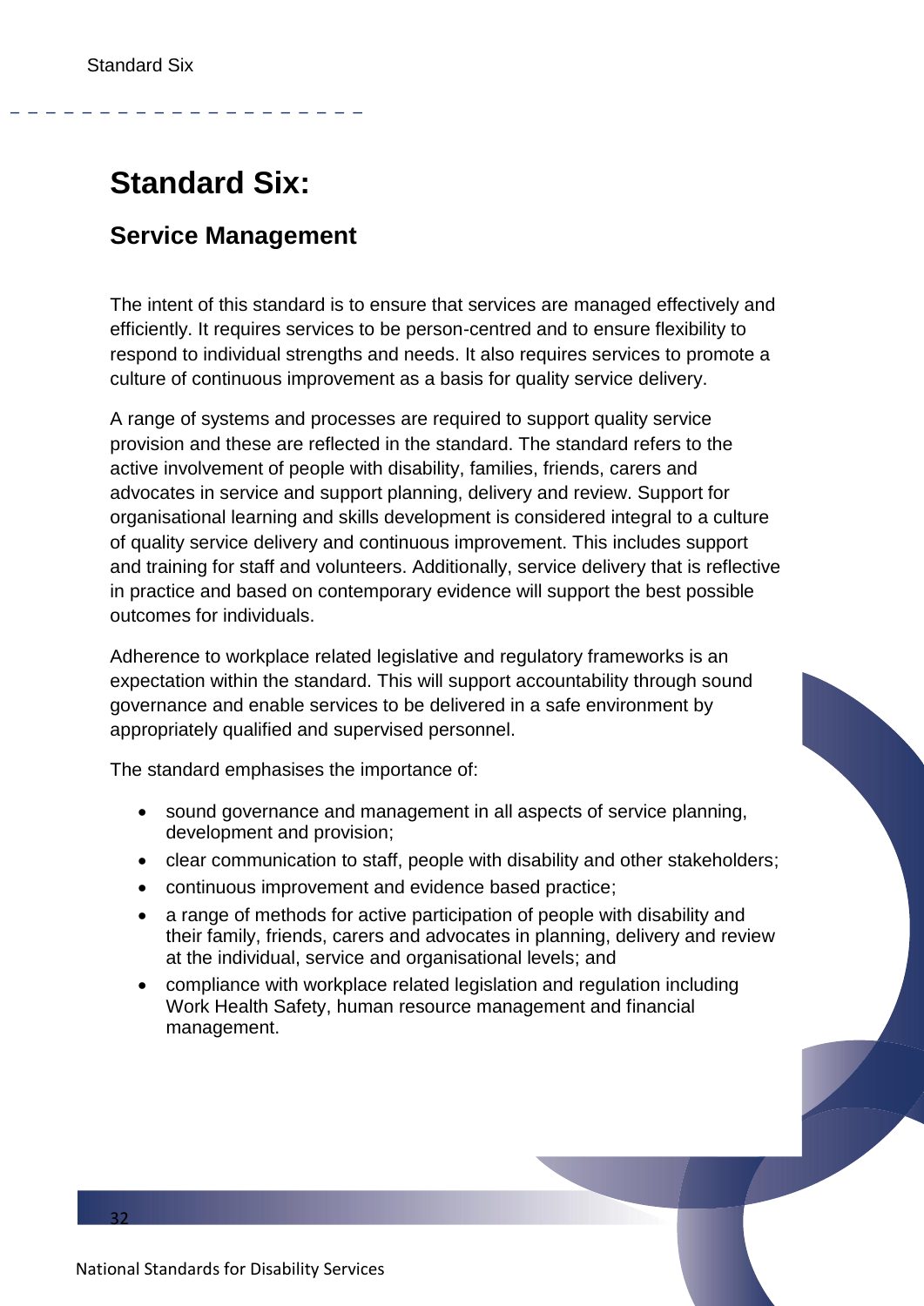# Standard Six:

## Service Management

The intent of this standard is to ensure that services are managed effectively and efficiently. It requires services to be person-centred and to ensure flexibility to respond to individual strengths and needs. It also requires services to promote a culture of continuous improvement as a basis for quality service delivery.

A range of systems and processes are required to support quality service provision and these are reflected in the standard. The standard refers to the active involvement of people with disability, families, friends, carers and advocates in service and support planning, delivery and review. Support for organisational learning and skills development is considered integral to a culture of quality service delivery and continuous improvement. This includes support and training for staff and volunteers. Additionally, service delivery that is reflective in practice and based on contemporary evidence will support the best possible outcomes for individuals.

Adherence to workplace related legislative and regulatory frameworks is an expectation within the standard. This will support accountability through sound governance and enable services to be delivered in a safe environment by appropriately qualified and supervised personnel.

The standard emphasises the importance of:

- sound governance and management in all aspects of service planning, development and provision;
- clear communication to staff, people with disability and other stakeholders;
- continuous improvement and evidence based practice;
- a range of methods for active participation of people with disability and their family, friends, carers and advocates in planning, delivery and review at the individual, service and organisational levels; and
- compliance with workplace related legislation and regulation including Work Health Safety, human resource management and financial management.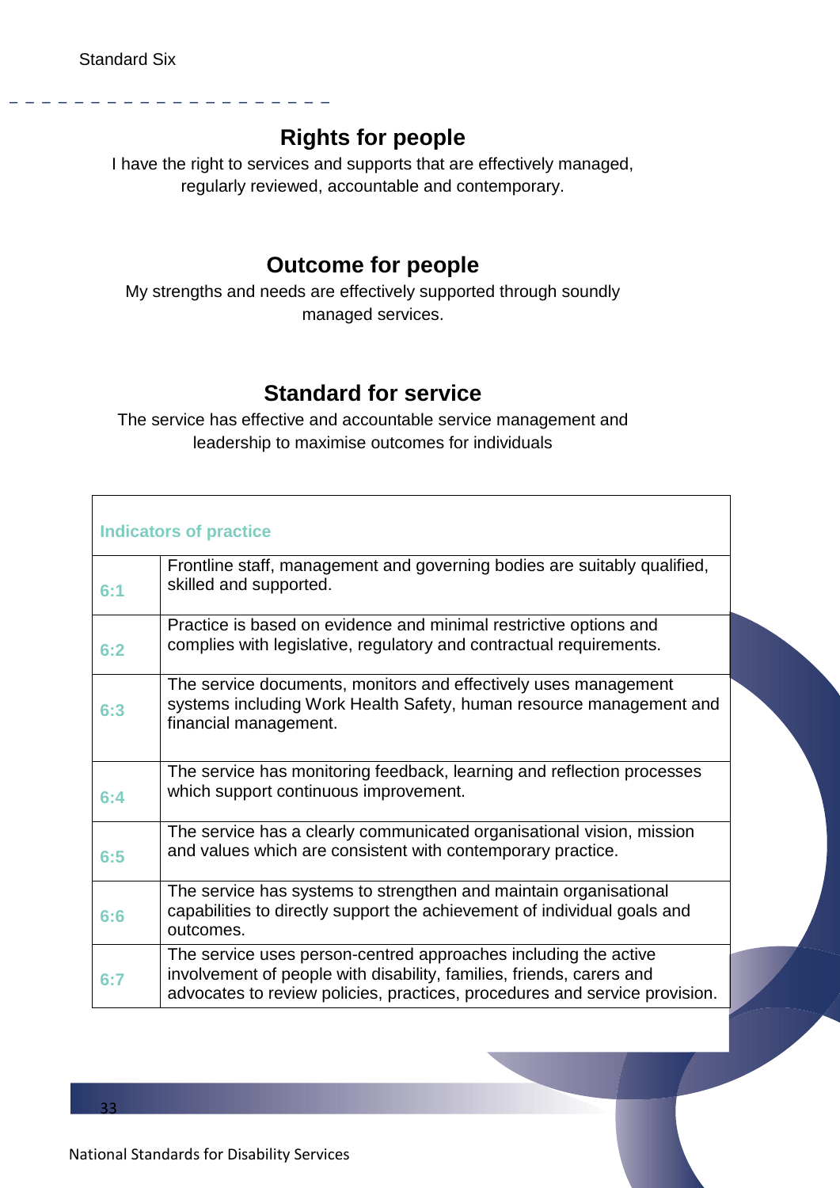Standard Six

## Rights for people

I have the right to services and supports that are effectively managed, regularly reviewed, accountable and contemporary.

## Outcome for people

My strengths and needs are effectively supported through soundly managed services.

## Standard for service

The service has effective and accountable service management and leadership to maximise outcomes for individuals

| Indicators of practice | |
|---|---|
| 6:1 | Frontline staff, management and governing bodies are suitably qualified, skilled and supported. |
| 6:2 | Practice is based on evidence and minimal restrictive options and complies with legislative, regulatory and contractual requirements. |
| 6:3 | The service documents, monitors and effectively uses management systems including Work Health Safety, human resource management and financial management. |
| 6:4 | The service has monitoring feedback, learning and reflection processes which support continuous improvement. |
| 6:5 | The service has a clearly communicated organisational vision, mission and values which are consistent with contemporary practice. |
| 6:6 | The service has systems to strengthen and maintain organisational capabilities to directly support the achievement of individual goals and outcomes. |
| 6:7 | The service uses person-centred approaches including the active involvement of people with disability, families, friends, carers and advocates to review policies, practices, procedures and service provision. |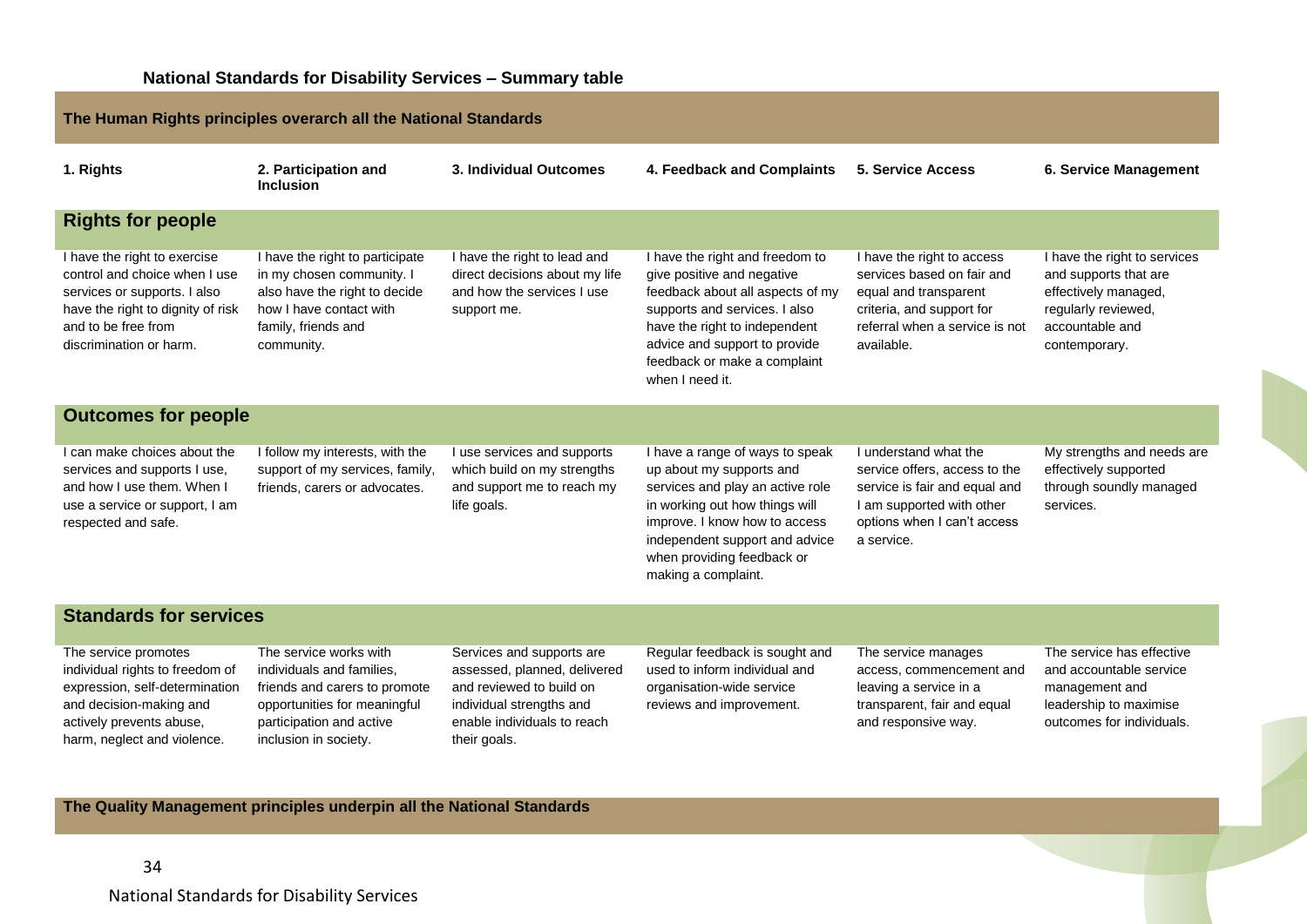## National Standards for Disability Services – Summary table

| The Human Rights principles overarch all the National Standards | | | | | |
|---|---|---|---|---|---|
| **1. Rights** | **2. Participation and Inclusion** | **3. Individual Outcomes** | **4. Feedback and Complaints** | **5. Service Access** | **6. Service Management** |
| **Rights for people** | | | | | |
| I have the right to exercise control and choice when I use services or supports. I also have the right to dignity of risk and to be free from discrimination or harm. | I have the right to participate in my chosen community. I also have the right to decide how I have contact with family, friends and community. | I have the right to lead and direct decisions about my life and how the services I use support me. | I have the right and freedom to give positive and negative feedback about all aspects of my supports and services. I also have the right to independent advice and support to provide feedback or make a complaint when I need it. | I have the right to access services based on fair and equal and transparent criteria, and support for referral when a service is not available. | I have the right to services and supports that are effectively managed, regularly reviewed, accountable and contemporary. |
| **Outcomes for people** | | | | | |
| I can make choices about the services and supports I use, and how I use them. When I use a service or support, I am respected and safe. | I follow my interests, with the support of my services, family, friends, carers or advocates. | I use services and supports which build on my strengths and support me to reach my life goals. | I have a range of ways to speak up about my supports and services and play an active role in working out how things will improve. I know how to access independent support and advice when providing feedback or making a complaint. | I understand what the service offers, access to the service is fair and equal and I am supported with other options when I can't access a service. | My strengths and needs are effectively supported through soundly managed services. |
| **Standards for services** | | | | | |
| The service promotes individual rights to freedom of expression, self-determination and decision-making and actively prevents abuse, harm, neglect and violence. | The service works with individuals and families, friends and carers to promote opportunities for meaningful participation and active inclusion in society. | Services and supports are assessed, planned, delivered and reviewed to build on individual strengths and enable individuals to reach their goals. | Regular feedback is sought and used to inform individual and organisation-wide service reviews and improvement. | The service manages access, commencement and leaving a service in a transparent, fair and equal and responsive way. | The service has effective and accountable service management and leadership to maximise outcomes for individuals. |
| **The Quality Management principles underpin all the National Standards** | | | | | |